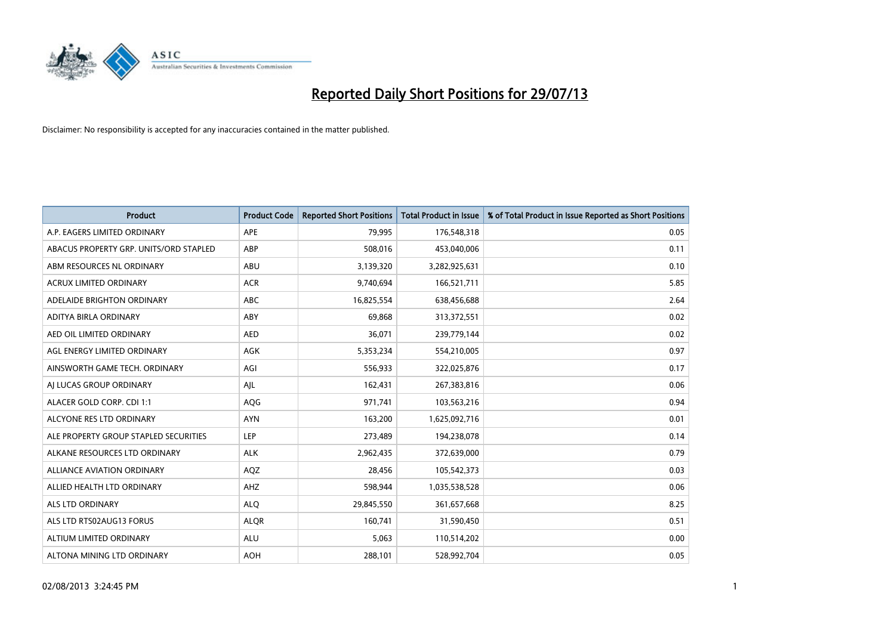# Reported Daily Short Positions for 29/07/13

Disclaimer: No responsibility is accepted for any inaccuracies contained in the matter published.

| Product | Product Code | Reported Short Positions | Total Product in Issue | % of Total Product in Issue Reported as Short Positions |
|---|---|---|---|---|
| A.P. EAGERS LIMITED ORDINARY | APE | 79,995 | 176,548,318 | 0.05 |
| ABACUS PROPERTY GRP. UNITS/ORD STAPLED | ABP | 508,016 | 453,040,006 | 0.11 |
| ABM RESOURCES NL ORDINARY | ABU | 3,139,320 | 3,282,925,631 | 0.10 |
| ACRUX LIMITED ORDINARY | ACR | 9,740,694 | 166,521,711 | 5.85 |
| ADELAIDE BRIGHTON ORDINARY | ABC | 16,825,554 | 638,456,688 | 2.64 |
| ADITYA BIRLA ORDINARY | ABY | 69,868 | 313,372,551 | 0.02 |
| AED OIL LIMITED ORDINARY | AED | 36,071 | 239,779,144 | 0.02 |
| AGL ENERGY LIMITED ORDINARY | AGK | 5,353,234 | 554,210,005 | 0.97 |
| AINSWORTH GAME TECH. ORDINARY | AGI | 556,933 | 322,025,876 | 0.17 |
| AJ LUCAS GROUP ORDINARY | AJL | 162,431 | 267,383,816 | 0.06 |
| ALACER GOLD CORP. CDI 1:1 | AQG | 971,741 | 103,563,216 | 0.94 |
| ALCYONE RES LTD ORDINARY | AYN | 163,200 | 1,625,092,716 | 0.01 |
| ALE PROPERTY GROUP STAPLED SECURITIES | LEP | 273,489 | 194,238,078 | 0.14 |
| ALKANE RESOURCES LTD ORDINARY | ALK | 2,962,435 | 372,639,000 | 0.79 |
| ALLIANCE AVIATION ORDINARY | AQZ | 28,456 | 105,542,373 | 0.03 |
| ALLIED HEALTH LTD ORDINARY | AHZ | 598,944 | 1,035,538,528 | 0.06 |
| ALS LTD ORDINARY | ALQ | 29,845,550 | 361,657,668 | 8.25 |
| ALS LTD RTS02AUG13 FORUS | ALQR | 160,741 | 31,590,450 | 0.51 |
| ALTIUM LIMITED ORDINARY | ALU | 5,063 | 110,514,202 | 0.00 |
| ALTONA MINING LTD ORDINARY | AOH | 288,101 | 528,992,704 | 0.05 |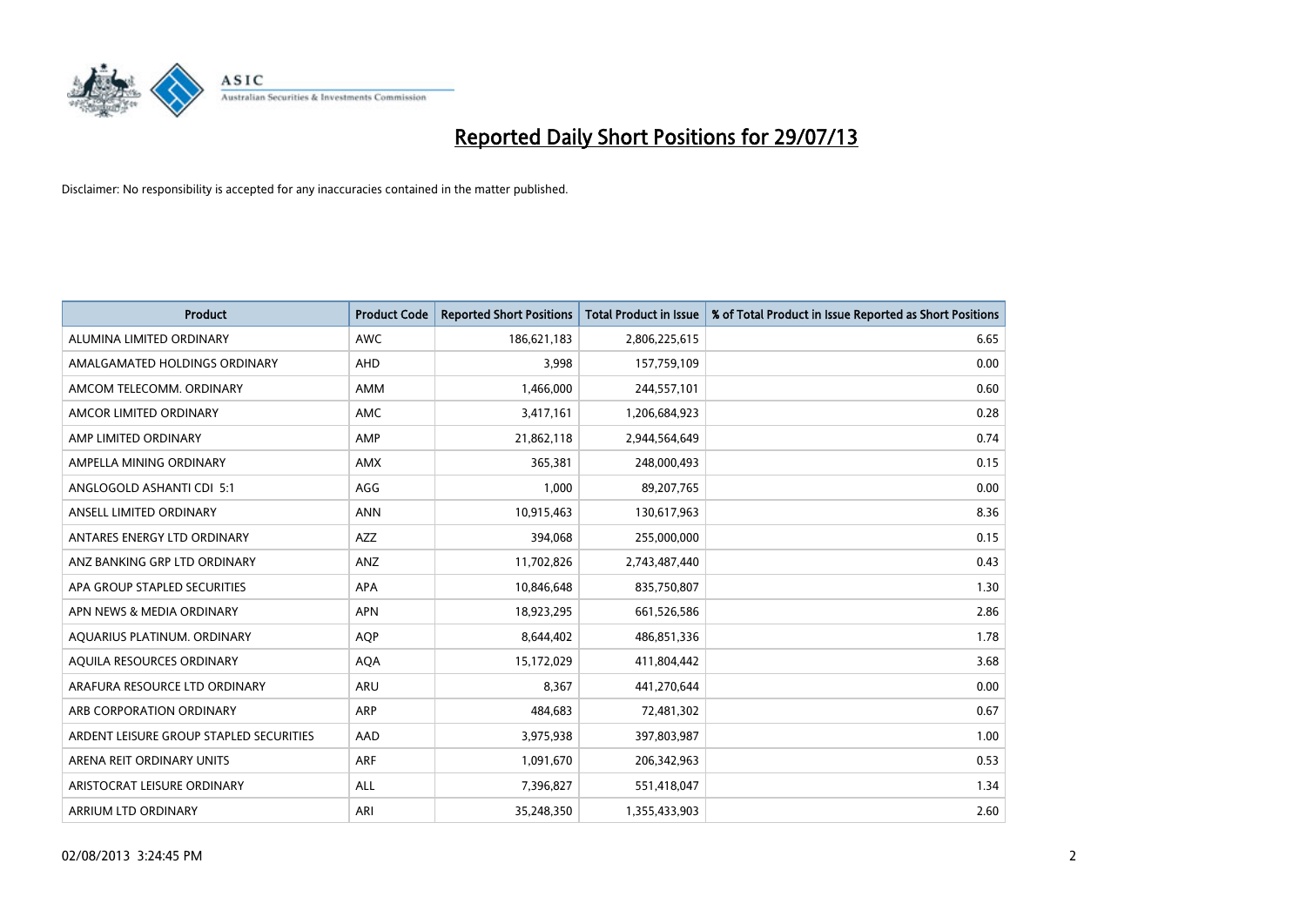# Reported Daily Short Positions for 29/07/13

Disclaimer: No responsibility is accepted for any inaccuracies contained in the matter published.

| Product | Product Code | Reported Short Positions | Total Product in Issue | % of Total Product in Issue Reported as Short Positions |
|---|---|---|---|---|
| ALUMINA LIMITED ORDINARY | AWC | 186,621,183 | 2,806,225,615 | 6.65 |
| AMALGAMATED HOLDINGS ORDINARY | AHD | 3,998 | 157,759,109 | 0.00 |
| AMCOM TELECOMM. ORDINARY | AMM | 1,466,000 | 244,557,101 | 0.60 |
| AMCOR LIMITED ORDINARY | AMC | 3,417,161 | 1,206,684,923 | 0.28 |
| AMP LIMITED ORDINARY | AMP | 21,862,118 | 2,944,564,649 | 0.74 |
| AMPELLA MINING ORDINARY | AMX | 365,381 | 248,000,493 | 0.15 |
| ANGLOGOLD ASHANTI CDI 5:1 | AGG | 1,000 | 89,207,765 | 0.00 |
| ANSELL LIMITED ORDINARY | ANN | 10,915,463 | 130,617,963 | 8.36 |
| ANTARES ENERGY LTD ORDINARY | AZZ | 394,068 | 255,000,000 | 0.15 |
| ANZ BANKING GRP LTD ORDINARY | ANZ | 11,702,826 | 2,743,487,440 | 0.43 |
| APA GROUP STAPLED SECURITIES | APA | 10,846,648 | 835,750,807 | 1.30 |
| APN NEWS & MEDIA ORDINARY | APN | 18,923,295 | 661,526,586 | 2.86 |
| AQUARIUS PLATINUM. ORDINARY | AQP | 8,644,402 | 486,851,336 | 1.78 |
| AQUILA RESOURCES ORDINARY | AQA | 15,172,029 | 411,804,442 | 3.68 |
| ARAFURA RESOURCE LTD ORDINARY | ARU | 8,367 | 441,270,644 | 0.00 |
| ARB CORPORATION ORDINARY | ARP | 484,683 | 72,481,302 | 0.67 |
| ARDENT LEISURE GROUP STAPLED SECURITIES | AAD | 3,975,938 | 397,803,987 | 1.00 |
| ARENA REIT ORDINARY UNITS | ARF | 1,091,670 | 206,342,963 | 0.53 |
| ARISTOCRAT LEISURE ORDINARY | ALL | 7,396,827 | 551,418,047 | 1.34 |
| ARRIUM LTD ORDINARY | ARI | 35,248,350 | 1,355,433,903 | 2.60 |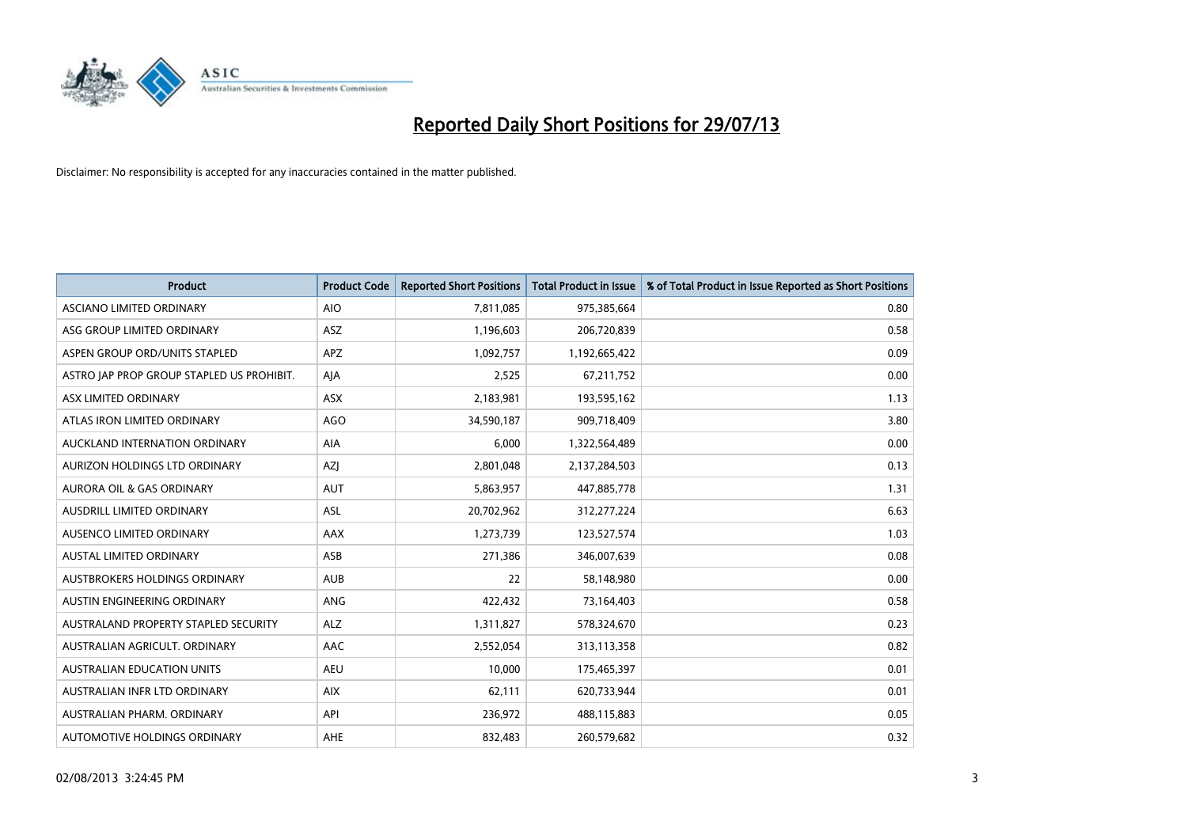# Reported Daily Short Positions for 29/07/13

Disclaimer: No responsibility is accepted for any inaccuracies contained in the matter published.

| Product | Product Code | Reported Short Positions | Total Product in Issue | % of Total Product in Issue Reported as Short Positions |
|---|---|---|---|---|
| ASCIANO LIMITED ORDINARY | AIO | 7,811,085 | 975,385,664 | 0.80 |
| ASG GROUP LIMITED ORDINARY | ASZ | 1,196,603 | 206,720,839 | 0.58 |
| ASPEN GROUP ORD/UNITS STAPLED | APZ | 1,092,757 | 1,192,665,422 | 0.09 |
| ASTRO JAP PROP GROUP STAPLED US PROHIBIT. | AJA | 2,525 | 67,211,752 | 0.00 |
| ASX LIMITED ORDINARY | ASX | 2,183,981 | 193,595,162 | 1.13 |
| ATLAS IRON LIMITED ORDINARY | AGO | 34,590,187 | 909,718,409 | 3.80 |
| AUCKLAND INTERNATION ORDINARY | AIA | 6,000 | 1,322,564,489 | 0.00 |
| AURIZON HOLDINGS LTD ORDINARY | AZJ | 2,801,048 | 2,137,284,503 | 0.13 |
| AURORA OIL & GAS ORDINARY | AUT | 5,863,957 | 447,885,778 | 1.31 |
| AUSDRILL LIMITED ORDINARY | ASL | 20,702,962 | 312,277,224 | 6.63 |
| AUSENCO LIMITED ORDINARY | AAX | 1,273,739 | 123,527,574 | 1.03 |
| AUSTAL LIMITED ORDINARY | ASB | 271,386 | 346,007,639 | 0.08 |
| AUSTBROKERS HOLDINGS ORDINARY | AUB | 22 | 58,148,980 | 0.00 |
| AUSTIN ENGINEERING ORDINARY | ANG | 422,432 | 73,164,403 | 0.58 |
| AUSTRALAND PROPERTY STAPLED SECURITY | ALZ | 1,311,827 | 578,324,670 | 0.23 |
| AUSTRALIAN AGRICULT. ORDINARY | AAC | 2,552,054 | 313,113,358 | 0.82 |
| AUSTRALIAN EDUCATION UNITS | AEU | 10,000 | 175,465,397 | 0.01 |
| AUSTRALIAN INFR LTD ORDINARY | AIX | 62,111 | 620,733,944 | 0.01 |
| AUSTRALIAN PHARM. ORDINARY | API | 236,972 | 488,115,883 | 0.05 |
| AUTOMOTIVE HOLDINGS ORDINARY | AHE | 832,483 | 260,579,682 | 0.32 |

02/08/2013 3:24:45 PM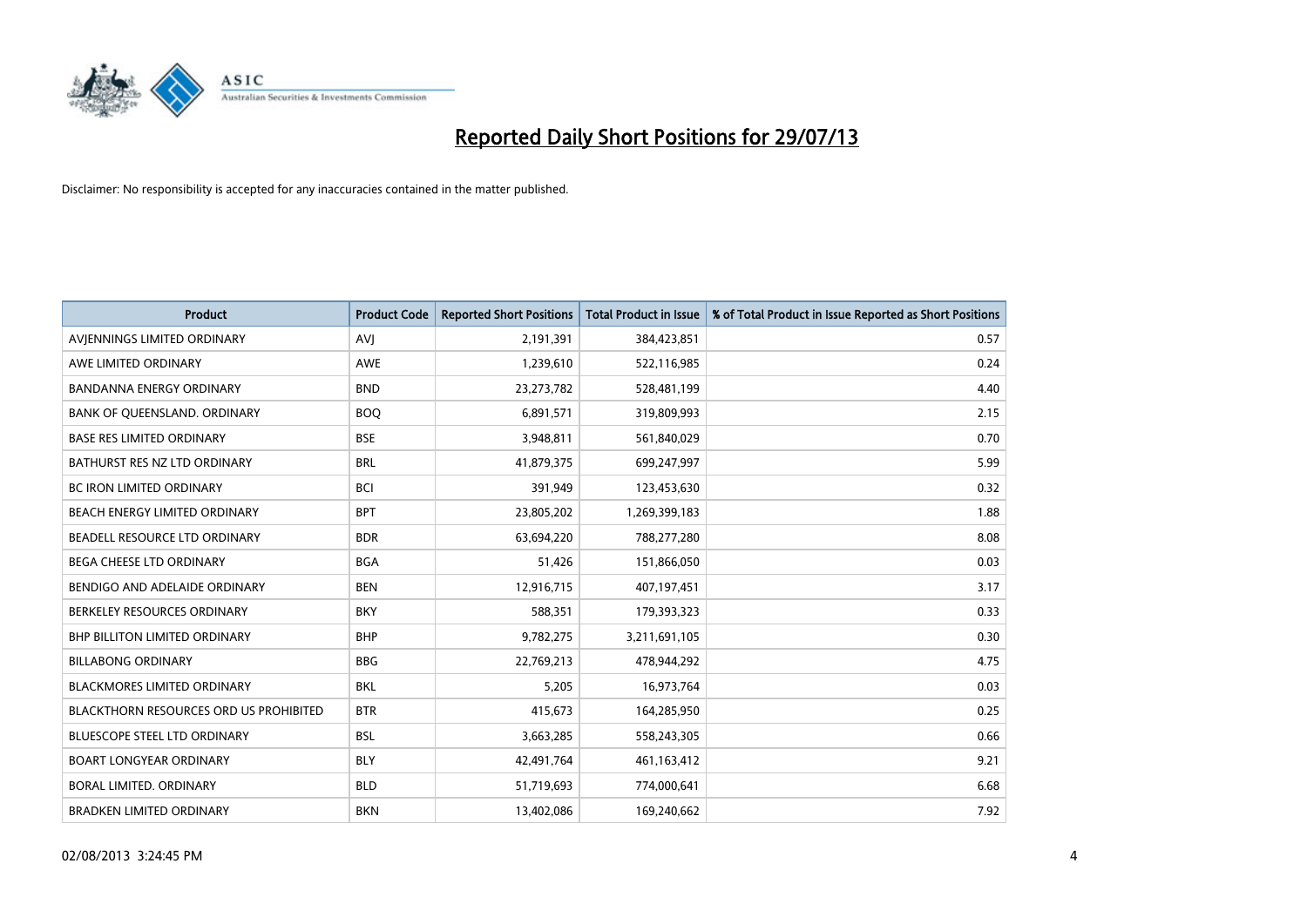# Reported Daily Short Positions for 29/07/13

Disclaimer: No responsibility is accepted for any inaccuracies contained in the matter published.

| Product | Product Code | Reported Short Positions | Total Product in Issue | % of Total Product in Issue Reported as Short Positions |
|---|---|---|---|---|
| AVJENNINGS LIMITED ORDINARY | AVJ | 2,191,391 | 384,423,851 | 0.57 |
| AWE LIMITED ORDINARY | AWE | 1,239,610 | 522,116,985 | 0.24 |
| BANDANNA ENERGY ORDINARY | BND | 23,273,782 | 528,481,199 | 4.40 |
| BANK OF QUEENSLAND. ORDINARY | BOQ | 6,891,571 | 319,809,993 | 2.15 |
| BASE RES LIMITED ORDINARY | BSE | 3,948,811 | 561,840,029 | 0.70 |
| BATHURST RES NZ LTD ORDINARY | BRL | 41,879,375 | 699,247,997 | 5.99 |
| BC IRON LIMITED ORDINARY | BCI | 391,949 | 123,453,630 | 0.32 |
| BEACH ENERGY LIMITED ORDINARY | BPT | 23,805,202 | 1,269,399,183 | 1.88 |
| BEADELL RESOURCE LTD ORDINARY | BDR | 63,694,220 | 788,277,280 | 8.08 |
| BEGA CHEESE LTD ORDINARY | BGA | 51,426 | 151,866,050 | 0.03 |
| BENDIGO AND ADELAIDE ORDINARY | BEN | 12,916,715 | 407,197,451 | 3.17 |
| BERKELEY RESOURCES ORDINARY | BKY | 588,351 | 179,393,323 | 0.33 |
| BHP BILLITON LIMITED ORDINARY | BHP | 9,782,275 | 3,211,691,105 | 0.30 |
| BILLABONG ORDINARY | BBG | 22,769,213 | 478,944,292 | 4.75 |
| BLACKMORES LIMITED ORDINARY | BKL | 5,205 | 16,973,764 | 0.03 |
| BLACKTHORN RESOURCES ORD US PROHIBITED | BTR | 415,673 | 164,285,950 | 0.25 |
| BLUESCOPE STEEL LTD ORDINARY | BSL | 3,663,285 | 558,243,305 | 0.66 |
| BOART LONGYEAR ORDINARY | BLY | 42,491,764 | 461,163,412 | 9.21 |
| BORAL LIMITED. ORDINARY | BLD | 51,719,693 | 774,000,641 | 6.68 |
| BRADKEN LIMITED ORDINARY | BKN | 13,402,086 | 169,240,662 | 7.92 |

02/08/2013 3:24:45 PM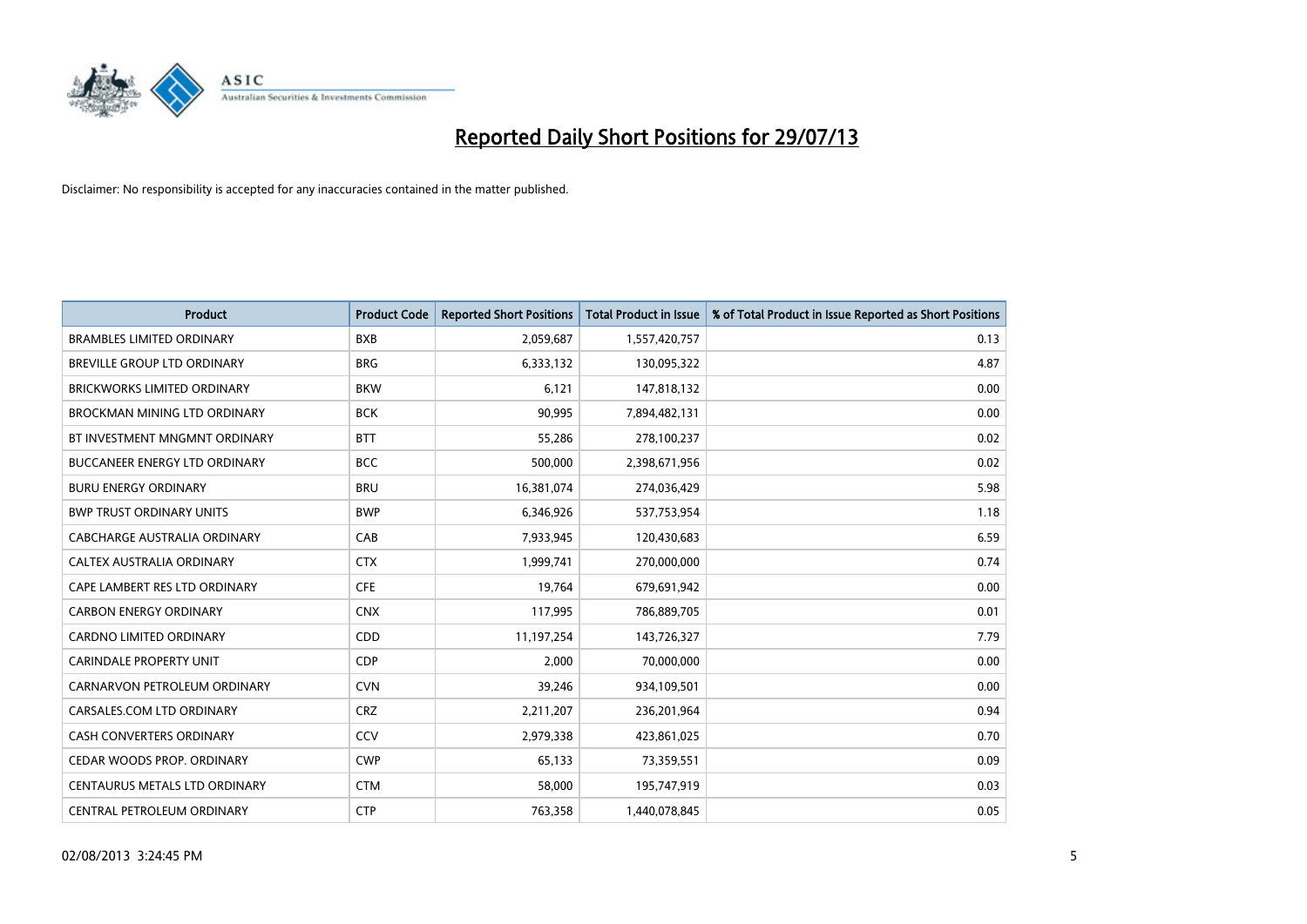# Reported Daily Short Positions for 29/07/13

Disclaimer: No responsibility is accepted for any inaccuracies contained in the matter published.

| Product | Product Code | Reported Short Positions | Total Product in Issue | % of Total Product in Issue Reported as Short Positions |
|---|---|---|---|---|
| BRAMBLES LIMITED ORDINARY | BXB | 2,059,687 | 1,557,420,757 | 0.13 |
| BREVILLE GROUP LTD ORDINARY | BRG | 6,333,132 | 130,095,322 | 4.87 |
| BRICKWORKS LIMITED ORDINARY | BKW | 6,121 | 147,818,132 | 0.00 |
| BROCKMAN MINING LTD ORDINARY | BCK | 90,995 | 7,894,482,131 | 0.00 |
| BT INVESTMENT MNGMNT ORDINARY | BTT | 55,286 | 278,100,237 | 0.02 |
| BUCCANEER ENERGY LTD ORDINARY | BCC | 500,000 | 2,398,671,956 | 0.02 |
| BURU ENERGY ORDINARY | BRU | 16,381,074 | 274,036,429 | 5.98 |
| BWP TRUST ORDINARY UNITS | BWP | 6,346,926 | 537,753,954 | 1.18 |
| CABCHARGE AUSTRALIA ORDINARY | CAB | 7,933,945 | 120,430,683 | 6.59 |
| CALTEX AUSTRALIA ORDINARY | CTX | 1,999,741 | 270,000,000 | 0.74 |
| CAPE LAMBERT RES LTD ORDINARY | CFE | 19,764 | 679,691,942 | 0.00 |
| CARBON ENERGY ORDINARY | CNX | 117,995 | 786,889,705 | 0.01 |
| CARDNO LIMITED ORDINARY | CDD | 11,197,254 | 143,726,327 | 7.79 |
| CARINDALE PROPERTY UNIT | CDP | 2,000 | 70,000,000 | 0.00 |
| CARNARVON PETROLEUM ORDINARY | CVN | 39,246 | 934,109,501 | 0.00 |
| CARSALES.COM LTD ORDINARY | CRZ | 2,211,207 | 236,201,964 | 0.94 |
| CASH CONVERTERS ORDINARY | CCV | 2,979,338 | 423,861,025 | 0.70 |
| CEDAR WOODS PROP. ORDINARY | CWP | 65,133 | 73,359,551 | 0.09 |
| CENTAURUS METALS LTD ORDINARY | CTM | 58,000 | 195,747,919 | 0.03 |
| CENTRAL PETROLEUM ORDINARY | CTP | 763,358 | 1,440,078,845 | 0.05 |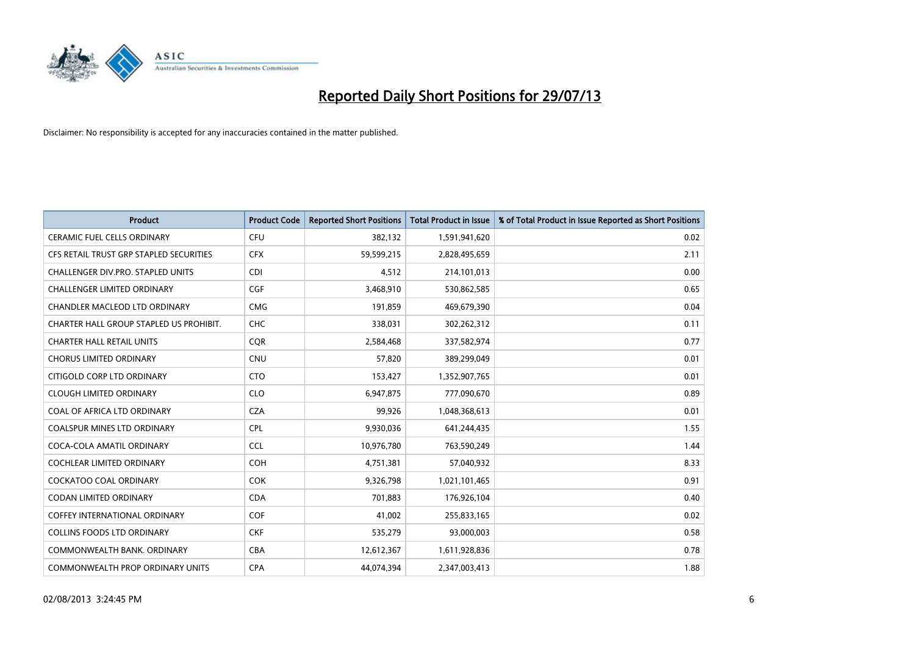# Reported Daily Short Positions for 29/07/13

Disclaimer: No responsibility is accepted for any inaccuracies contained in the matter published.

| Product | Product Code | Reported Short Positions | Total Product in Issue | % of Total Product in Issue Reported as Short Positions |
|---|---|---|---|---|
| CERAMIC FUEL CELLS ORDINARY | CFU | 382,132 | 1,591,941,620 | 0.02 |
| CFS RETAIL TRUST GRP STAPLED SECURITIES | CFX | 59,599,215 | 2,828,495,659 | 2.11 |
| CHALLENGER DIV.PRO. STAPLED UNITS | CDI | 4,512 | 214,101,013 | 0.00 |
| CHALLENGER LIMITED ORDINARY | CGF | 3,468,910 | 530,862,585 | 0.65 |
| CHANDLER MACLEOD LTD ORDINARY | CMG | 191,859 | 469,679,390 | 0.04 |
| CHARTER HALL GROUP STAPLED US PROHIBIT. | CHC | 338,031 | 302,262,312 | 0.11 |
| CHARTER HALL RETAIL UNITS | CQR | 2,584,468 | 337,582,974 | 0.77 |
| CHORUS LIMITED ORDINARY | CNU | 57,820 | 389,299,049 | 0.01 |
| CITIGOLD CORP LTD ORDINARY | CTO | 153,427 | 1,352,907,765 | 0.01 |
| CLOUGH LIMITED ORDINARY | CLO | 6,947,875 | 777,090,670 | 0.89 |
| COAL OF AFRICA LTD ORDINARY | CZA | 99,926 | 1,048,368,613 | 0.01 |
| COALSPUR MINES LTD ORDINARY | CPL | 9,930,036 | 641,244,435 | 1.55 |
| COCA-COLA AMATIL ORDINARY | CCL | 10,976,780 | 763,590,249 | 1.44 |
| COCHLEAR LIMITED ORDINARY | COH | 4,751,381 | 57,040,932 | 8.33 |
| COCKATOO COAL ORDINARY | COK | 9,326,798 | 1,021,101,465 | 0.91 |
| CODAN LIMITED ORDINARY | CDA | 701,883 | 176,926,104 | 0.40 |
| COFFEY INTERNATIONAL ORDINARY | COF | 41,002 | 255,833,165 | 0.02 |
| COLLINS FOODS LTD ORDINARY | CKF | 535,279 | 93,000,003 | 0.58 |
| COMMONWEALTH BANK. ORDINARY | CBA | 12,612,367 | 1,611,928,836 | 0.78 |
| COMMONWEALTH PROP ORDINARY UNITS | CPA | 44,074,394 | 2,347,003,413 | 1.88 |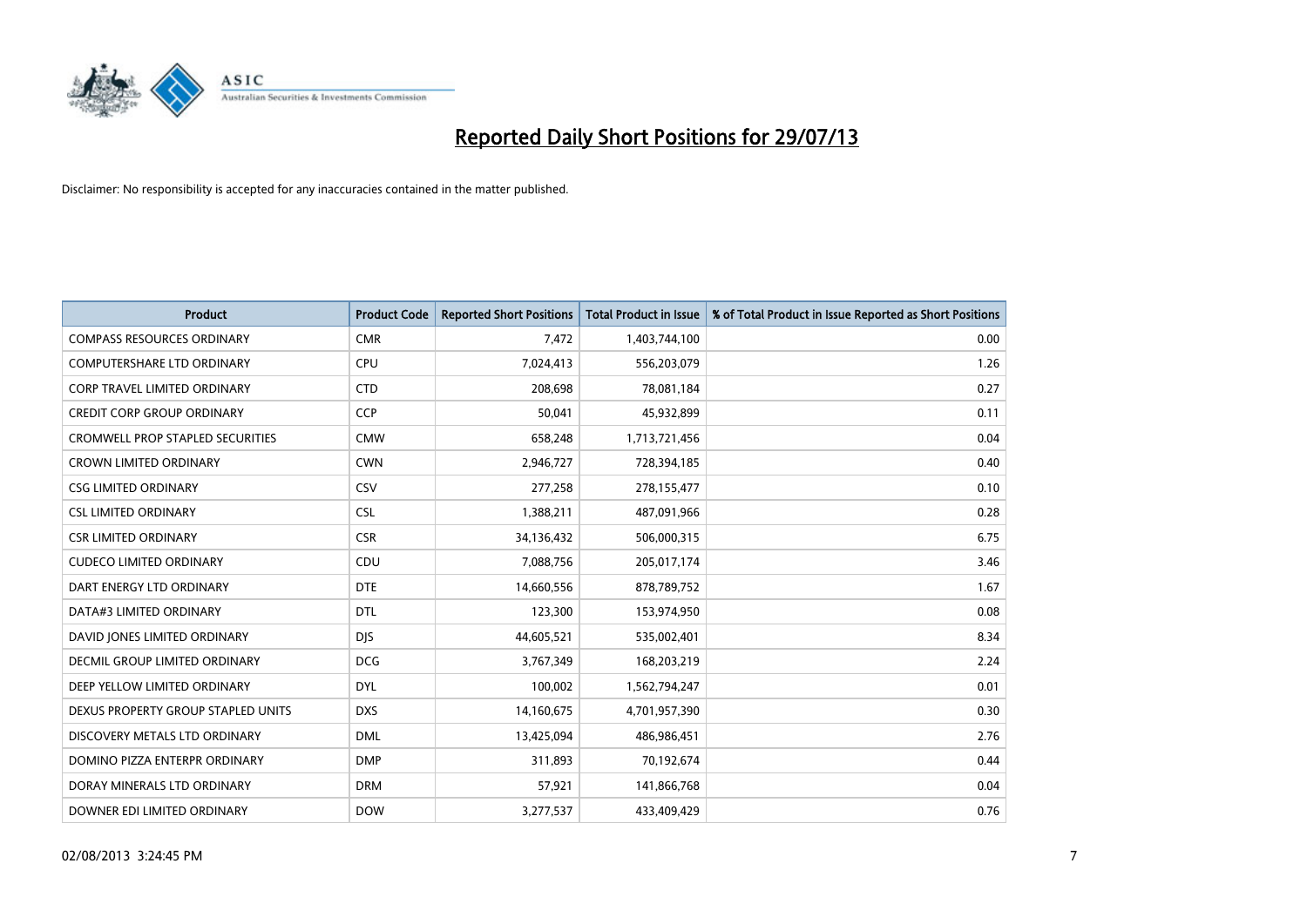# Reported Daily Short Positions for 29/07/13

Disclaimer: No responsibility is accepted for any inaccuracies contained in the matter published.

| Product | Product Code | Reported Short Positions | Total Product in Issue | % of Total Product in Issue Reported as Short Positions |
|---|---|---|---|---|
| COMPASS RESOURCES ORDINARY | CMR | 7,472 | 1,403,744,100 | 0.00 |
| COMPUTERSHARE LTD ORDINARY | CPU | 7,024,413 | 556,203,079 | 1.26 |
| CORP TRAVEL LIMITED ORDINARY | CTD | 208,698 | 78,081,184 | 0.27 |
| CREDIT CORP GROUP ORDINARY | CCP | 50,041 | 45,932,899 | 0.11 |
| CROMWELL PROP STAPLED SECURITIES | CMW | 658,248 | 1,713,721,456 | 0.04 |
| CROWN LIMITED ORDINARY | CWN | 2,946,727 | 728,394,185 | 0.40 |
| CSG LIMITED ORDINARY | CSV | 277,258 | 278,155,477 | 0.10 |
| CSL LIMITED ORDINARY | CSL | 1,388,211 | 487,091,966 | 0.28 |
| CSR LIMITED ORDINARY | CSR | 34,136,432 | 506,000,315 | 6.75 |
| CUDECO LIMITED ORDINARY | CDU | 7,088,756 | 205,017,174 | 3.46 |
| DART ENERGY LTD ORDINARY | DTE | 14,660,556 | 878,789,752 | 1.67 |
| DATA#3 LIMITED ORDINARY | DTL | 123,300 | 153,974,950 | 0.08 |
| DAVID JONES LIMITED ORDINARY | DJS | 44,605,521 | 535,002,401 | 8.34 |
| DECMIL GROUP LIMITED ORDINARY | DCG | 3,767,349 | 168,203,219 | 2.24 |
| DEEP YELLOW LIMITED ORDINARY | DYL | 100,002 | 1,562,794,247 | 0.01 |
| DEXUS PROPERTY GROUP STAPLED UNITS | DXS | 14,160,675 | 4,701,957,390 | 0.30 |
| DISCOVERY METALS LTD ORDINARY | DML | 13,425,094 | 486,986,451 | 2.76 |
| DOMINO PIZZA ENTERPR ORDINARY | DMP | 311,893 | 70,192,674 | 0.44 |
| DORAY MINERALS LTD ORDINARY | DRM | 57,921 | 141,866,768 | 0.04 |
| DOWNER EDI LIMITED ORDINARY | DOW | 3,277,537 | 433,409,429 | 0.76 |

02/08/2013 3:24:45 PM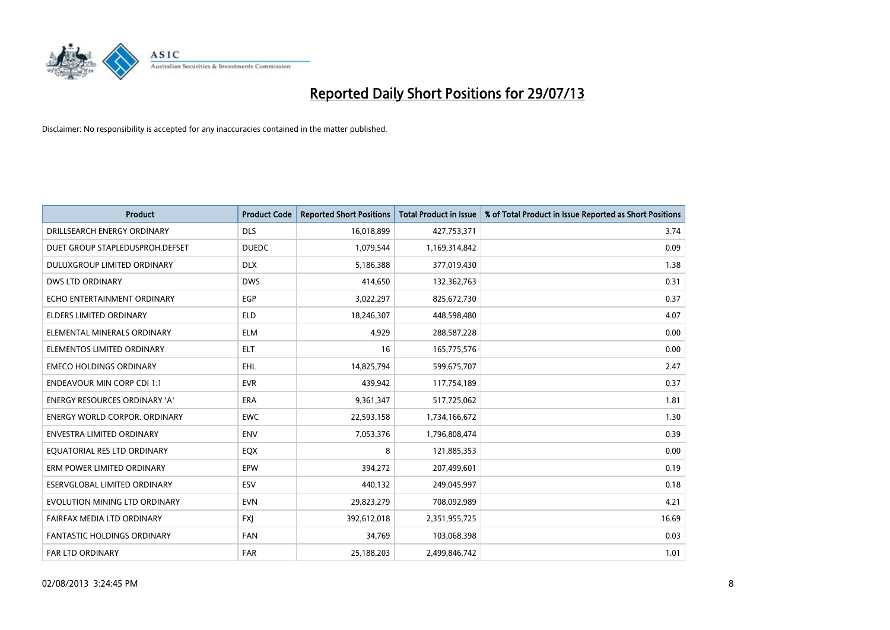# Reported Daily Short Positions for 29/07/13

Disclaimer: No responsibility is accepted for any inaccuracies contained in the matter published.

| Product | Product Code | Reported Short Positions | Total Product in Issue | % of Total Product in Issue Reported as Short Positions |
|---|---|---|---|---|
| DRILLSEARCH ENERGY ORDINARY | DLS | 16,018,899 | 427,753,371 | 3.74 |
| DUET GROUP STAPLEDUSPROH.DEFSET | DUEDC | 1,079,544 | 1,169,314,842 | 0.09 |
| DULUXGROUP LIMITED ORDINARY | DLX | 5,186,388 | 377,019,430 | 1.38 |
| DWS LTD ORDINARY | DWS | 414,650 | 132,362,763 | 0.31 |
| ECHO ENTERTAINMENT ORDINARY | EGP | 3,022,297 | 825,672,730 | 0.37 |
| ELDERS LIMITED ORDINARY | ELD | 18,246,307 | 448,598,480 | 4.07 |
| ELEMENTAL MINERALS ORDINARY | ELM | 4,929 | 288,587,228 | 0.00 |
| ELEMENTOS LIMITED ORDINARY | ELT | 16 | 165,775,576 | 0.00 |
| EMECO HOLDINGS ORDINARY | EHL | 14,825,794 | 599,675,707 | 2.47 |
| ENDEAVOUR MIN CORP CDI 1:1 | EVR | 439,942 | 117,754,189 | 0.37 |
| ENERGY RESOURCES ORDINARY 'A' | ERA | 9,361,347 | 517,725,062 | 1.81 |
| ENERGY WORLD CORPOR. ORDINARY | EWC | 22,593,158 | 1,734,166,672 | 1.30 |
| ENVESTRA LIMITED ORDINARY | ENV | 7,053,376 | 1,796,808,474 | 0.39 |
| EQUATORIAL RES LTD ORDINARY | EQX | 8 | 121,885,353 | 0.00 |
| ERM POWER LIMITED ORDINARY | EPW | 394,272 | 207,499,601 | 0.19 |
| ESERVGLOBAL LIMITED ORDINARY | ESV | 440,132 | 249,045,997 | 0.18 |
| EVOLUTION MINING LTD ORDINARY | EVN | 29,823,279 | 708,092,989 | 4.21 |
| FAIRFAX MEDIA LTD ORDINARY | FXJ | 392,612,018 | 2,351,955,725 | 16.69 |
| FANTASTIC HOLDINGS ORDINARY | FAN | 34,769 | 103,068,398 | 0.03 |
| FAR LTD ORDINARY | FAR | 25,188,203 | 2,499,846,742 | 1.01 |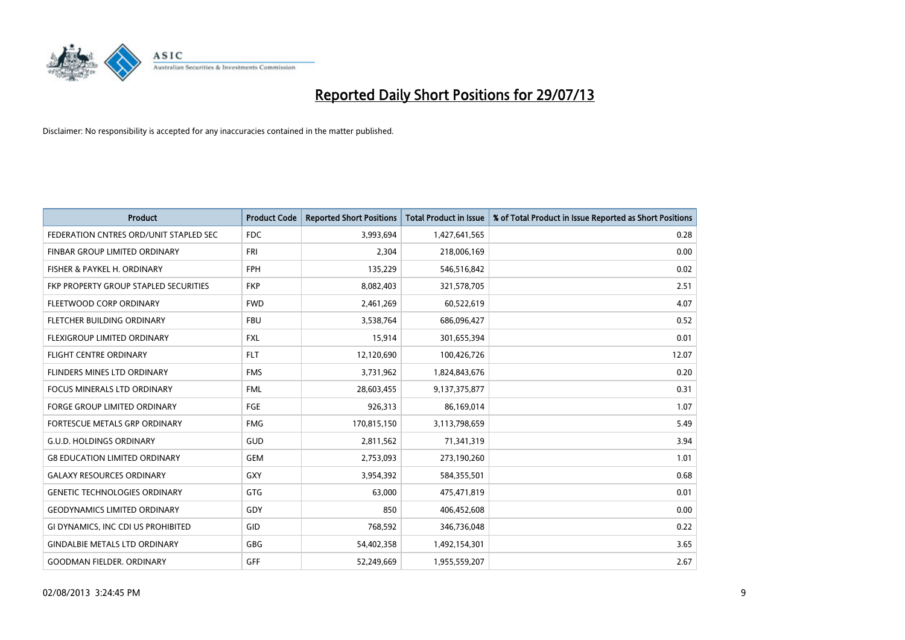# Reported Daily Short Positions for 29/07/13

Disclaimer: No responsibility is accepted for any inaccuracies contained in the matter published.

| Product | Product Code | Reported Short Positions | Total Product in Issue | % of Total Product in Issue Reported as Short Positions |
|---|---|---|---|---|
| FEDERATION CNTRES ORD/UNIT STAPLED SEC | FDC | 3,993,694 | 1,427,641,565 | 0.28 |
| FINBAR GROUP LIMITED ORDINARY | FRI | 2,304 | 218,006,169 | 0.00 |
| FISHER & PAYKEL H. ORDINARY | FPH | 135,229 | 546,516,842 | 0.02 |
| FKP PROPERTY GROUP STAPLED SECURITIES | FKP | 8,082,403 | 321,578,705 | 2.51 |
| FLEETWOOD CORP ORDINARY | FWD | 2,461,269 | 60,522,619 | 4.07 |
| FLETCHER BUILDING ORDINARY | FBU | 3,538,764 | 686,096,427 | 0.52 |
| FLEXIGROUP LIMITED ORDINARY | FXL | 15,914 | 301,655,394 | 0.01 |
| FLIGHT CENTRE ORDINARY | FLT | 12,120,690 | 100,426,726 | 12.07 |
| FLINDERS MINES LTD ORDINARY | FMS | 3,731,962 | 1,824,843,676 | 0.20 |
| FOCUS MINERALS LTD ORDINARY | FML | 28,603,455 | 9,137,375,877 | 0.31 |
| FORGE GROUP LIMITED ORDINARY | FGE | 926,313 | 86,169,014 | 1.07 |
| FORTESCUE METALS GRP ORDINARY | FMG | 170,815,150 | 3,113,798,659 | 5.49 |
| G.U.D. HOLDINGS ORDINARY | GUD | 2,811,562 | 71,341,319 | 3.94 |
| G8 EDUCATION LIMITED ORDINARY | GEM | 2,753,093 | 273,190,260 | 1.01 |
| GALAXY RESOURCES ORDINARY | GXY | 3,954,392 | 584,355,501 | 0.68 |
| GENETIC TECHNOLOGIES ORDINARY | GTG | 63,000 | 475,471,819 | 0.01 |
| GEODYNAMICS LIMITED ORDINARY | GDY | 850 | 406,452,608 | 0.00 |
| GI DYNAMICS, INC CDI US PROHIBITED | GID | 768,592 | 346,736,048 | 0.22 |
| GINDALBIE METALS LTD ORDINARY | GBG | 54,402,358 | 1,492,154,301 | 3.65 |
| GOODMAN FIELDER. ORDINARY | GFF | 52,249,669 | 1,955,559,207 | 2.67 |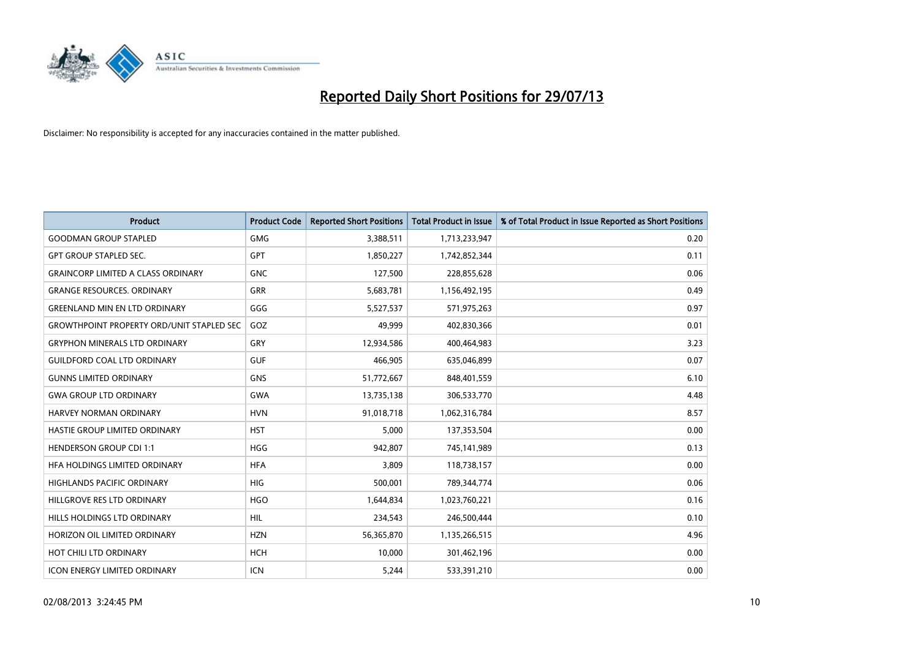# Reported Daily Short Positions for 29/07/13

Disclaimer: No responsibility is accepted for any inaccuracies contained in the matter published.

| Product | Product Code | Reported Short Positions | Total Product in Issue | % of Total Product in Issue Reported as Short Positions |
|---|---|---|---|---|
| GOODMAN GROUP STAPLED | GMG | 3,388,511 | 1,713,233,947 | 0.20 |
| GPT GROUP STAPLED SEC. | GPT | 1,850,227 | 1,742,852,344 | 0.11 |
| GRAINCORP LIMITED A CLASS ORDINARY | GNC | 127,500 | 228,855,628 | 0.06 |
| GRANGE RESOURCES. ORDINARY | GRR | 5,683,781 | 1,156,492,195 | 0.49 |
| GREENLAND MIN EN LTD ORDINARY | GGG | 5,527,537 | 571,975,263 | 0.97 |
| GROWTHPOINT PROPERTY ORD/UNIT STAPLED SEC | GOZ | 49,999 | 402,830,366 | 0.01 |
| GRYPHON MINERALS LTD ORDINARY | GRY | 12,934,586 | 400,464,983 | 3.23 |
| GUILDFORD COAL LTD ORDINARY | GUF | 466,905 | 635,046,899 | 0.07 |
| GUNNS LIMITED ORDINARY | GNS | 51,772,667 | 848,401,559 | 6.10 |
| GWA GROUP LTD ORDINARY | GWA | 13,735,138 | 306,533,770 | 4.48 |
| HARVEY NORMAN ORDINARY | HVN | 91,018,718 | 1,062,316,784 | 8.57 |
| HASTIE GROUP LIMITED ORDINARY | HST | 5,000 | 137,353,504 | 0.00 |
| HENDERSON GROUP CDI 1:1 | HGG | 942,807 | 745,141,989 | 0.13 |
| HFA HOLDINGS LIMITED ORDINARY | HFA | 3,809 | 118,738,157 | 0.00 |
| HIGHLANDS PACIFIC ORDINARY | HIG | 500,001 | 789,344,774 | 0.06 |
| HILLGROVE RES LTD ORDINARY | HGO | 1,644,834 | 1,023,760,221 | 0.16 |
| HILLS HOLDINGS LTD ORDINARY | HIL | 234,543 | 246,500,444 | 0.10 |
| HORIZON OIL LIMITED ORDINARY | HZN | 56,365,870 | 1,135,266,515 | 4.96 |
| HOT CHILI LTD ORDINARY | HCH | 10,000 | 301,462,196 | 0.00 |
| ICON ENERGY LIMITED ORDINARY | ICN | 5,244 | 533,391,210 | 0.00 |

02/08/2013 3:24:45 PM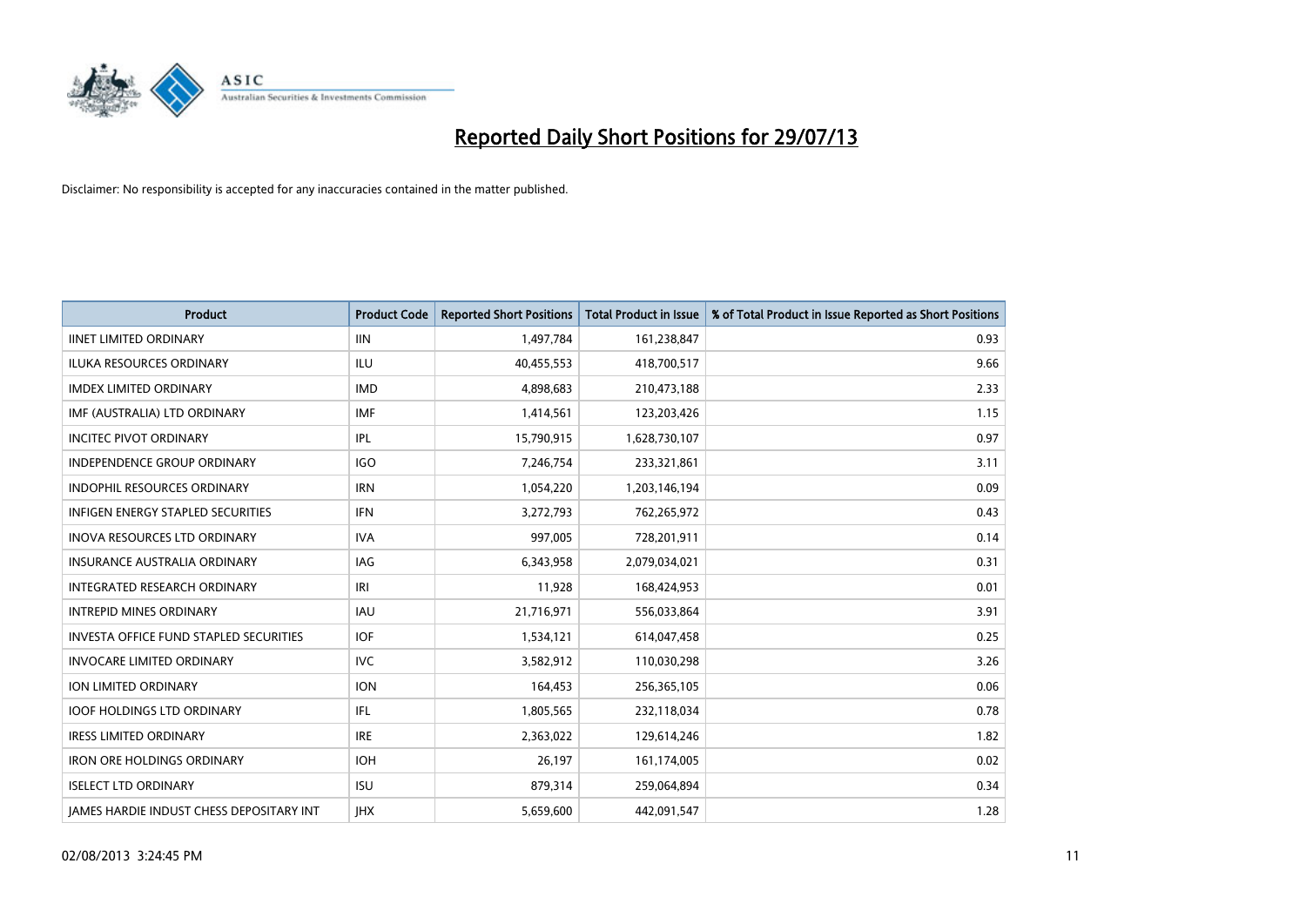# Reported Daily Short Positions for 29/07/13

Disclaimer: No responsibility is accepted for any inaccuracies contained in the matter published.

| Product | Product Code | Reported Short Positions | Total Product in Issue | % of Total Product in Issue Reported as Short Positions |
|---|---|---|---|---|
| IINET LIMITED ORDINARY | IIN | 1,497,784 | 161,238,847 | 0.93 |
| ILUKA RESOURCES ORDINARY | ILU | 40,455,553 | 418,700,517 | 9.66 |
| IMDEX LIMITED ORDINARY | IMD | 4,898,683 | 210,473,188 | 2.33 |
| IMF (AUSTRALIA) LTD ORDINARY | IMF | 1,414,561 | 123,203,426 | 1.15 |
| INCITEC PIVOT ORDINARY | IPL | 15,790,915 | 1,628,730,107 | 0.97 |
| INDEPENDENCE GROUP ORDINARY | IGO | 7,246,754 | 233,321,861 | 3.11 |
| INDOPHIL RESOURCES ORDINARY | IRN | 1,054,220 | 1,203,146,194 | 0.09 |
| INFIGEN ENERGY STAPLED SECURITIES | IFN | 3,272,793 | 762,265,972 | 0.43 |
| INOVA RESOURCES LTD ORDINARY | IVA | 997,005 | 728,201,911 | 0.14 |
| INSURANCE AUSTRALIA ORDINARY | IAG | 6,343,958 | 2,079,034,021 | 0.31 |
| INTEGRATED RESEARCH ORDINARY | IRI | 11,928 | 168,424,953 | 0.01 |
| INTREPID MINES ORDINARY | IAU | 21,716,971 | 556,033,864 | 3.91 |
| INVESTA OFFICE FUND STAPLED SECURITIES | IOF | 1,534,121 | 614,047,458 | 0.25 |
| INVOCARE LIMITED ORDINARY | IVC | 3,582,912 | 110,030,298 | 3.26 |
| ION LIMITED ORDINARY | ION | 164,453 | 256,365,105 | 0.06 |
| IOOF HOLDINGS LTD ORDINARY | IFL | 1,805,565 | 232,118,034 | 0.78 |
| IRESS LIMITED ORDINARY | IRE | 2,363,022 | 129,614,246 | 1.82 |
| IRON ORE HOLDINGS ORDINARY | IOH | 26,197 | 161,174,005 | 0.02 |
| ISELECT LTD ORDINARY | ISU | 879,314 | 259,064,894 | 0.34 |
| JAMES HARDIE INDUST CHESS DEPOSITARY INT | JHX | 5,659,600 | 442,091,547 | 1.28 |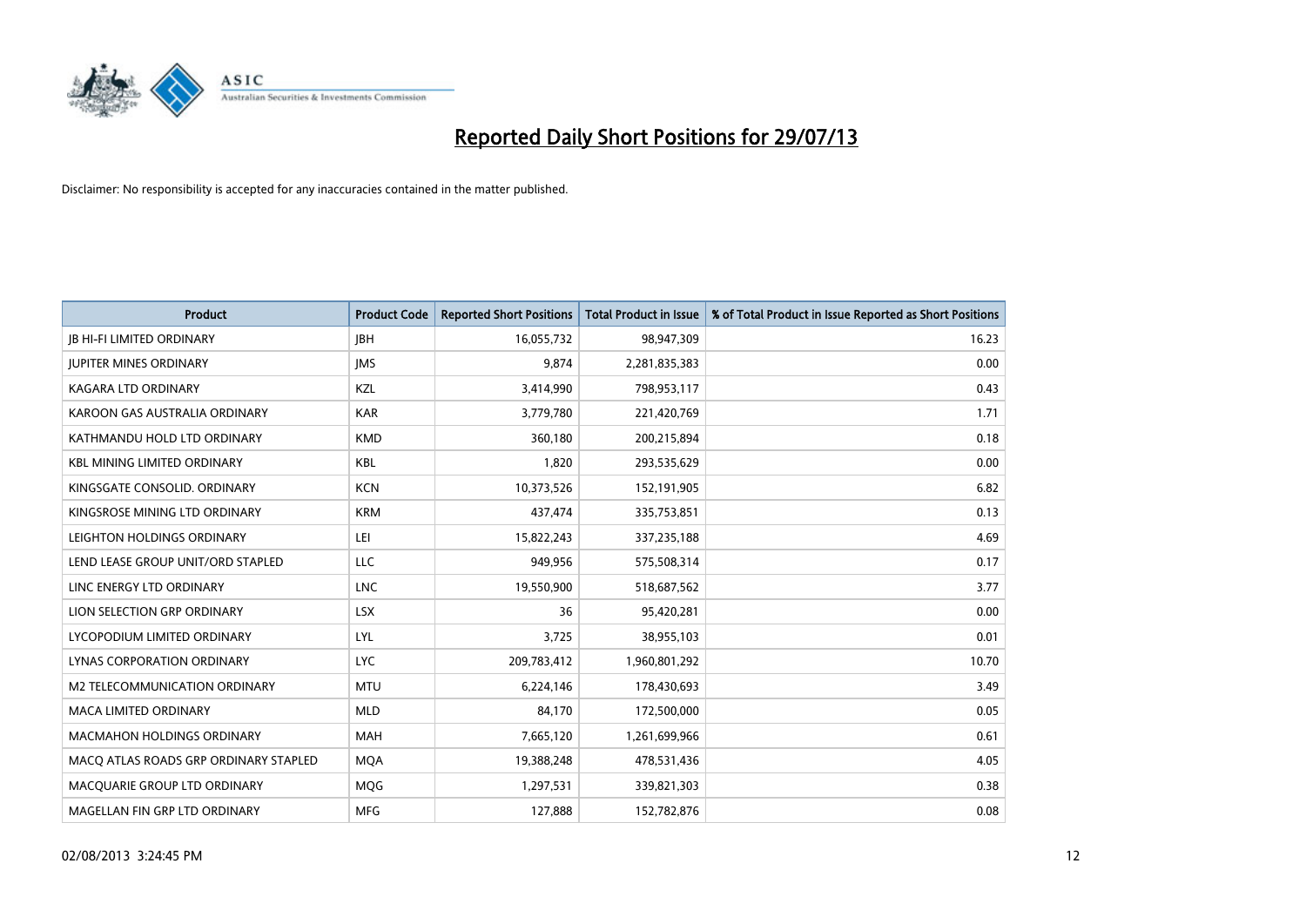# Reported Daily Short Positions for 29/07/13

Disclaimer: No responsibility is accepted for any inaccuracies contained in the matter published.

| Product | Product Code | Reported Short Positions | Total Product in Issue | % of Total Product in Issue Reported as Short Positions |
|---|---|---|---|---|
| JB HI-FI LIMITED ORDINARY | JBH | 16,055,732 | 98,947,309 | 16.23 |
| JUPITER MINES ORDINARY | JMS | 9,874 | 2,281,835,383 | 0.00 |
| KAGARA LTD ORDINARY | KZL | 3,414,990 | 798,953,117 | 0.43 |
| KAROON GAS AUSTRALIA ORDINARY | KAR | 3,779,780 | 221,420,769 | 1.71 |
| KATHMANDU HOLD LTD ORDINARY | KMD | 360,180 | 200,215,894 | 0.18 |
| KBL MINING LIMITED ORDINARY | KBL | 1,820 | 293,535,629 | 0.00 |
| KINGSGATE CONSOLID. ORDINARY | KCN | 10,373,526 | 152,191,905 | 6.82 |
| KINGSROSE MINING LTD ORDINARY | KRM | 437,474 | 335,753,851 | 0.13 |
| LEIGHTON HOLDINGS ORDINARY | LEI | 15,822,243 | 337,235,188 | 4.69 |
| LEND LEASE GROUP UNIT/ORD STAPLED | LLC | 949,956 | 575,508,314 | 0.17 |
| LINC ENERGY LTD ORDINARY | LNC | 19,550,900 | 518,687,562 | 3.77 |
| LION SELECTION GRP ORDINARY | LSX | 36 | 95,420,281 | 0.00 |
| LYCOPODIUM LIMITED ORDINARY | LYL | 3,725 | 38,955,103 | 0.01 |
| LYNAS CORPORATION ORDINARY | LYC | 209,783,412 | 1,960,801,292 | 10.70 |
| M2 TELECOMMUNICATION ORDINARY | MTU | 6,224,146 | 178,430,693 | 3.49 |
| MACA LIMITED ORDINARY | MLD | 84,170 | 172,500,000 | 0.05 |
| MACMAHON HOLDINGS ORDINARY | MAH | 7,665,120 | 1,261,699,966 | 0.61 |
| MACQ ATLAS ROADS GRP ORDINARY STAPLED | MQA | 19,388,248 | 478,531,436 | 4.05 |
| MACQUARIE GROUP LTD ORDINARY | MQG | 1,297,531 | 339,821,303 | 0.38 |
| MAGELLAN FIN GRP LTD ORDINARY | MFG | 127,888 | 152,782,876 | 0.08 |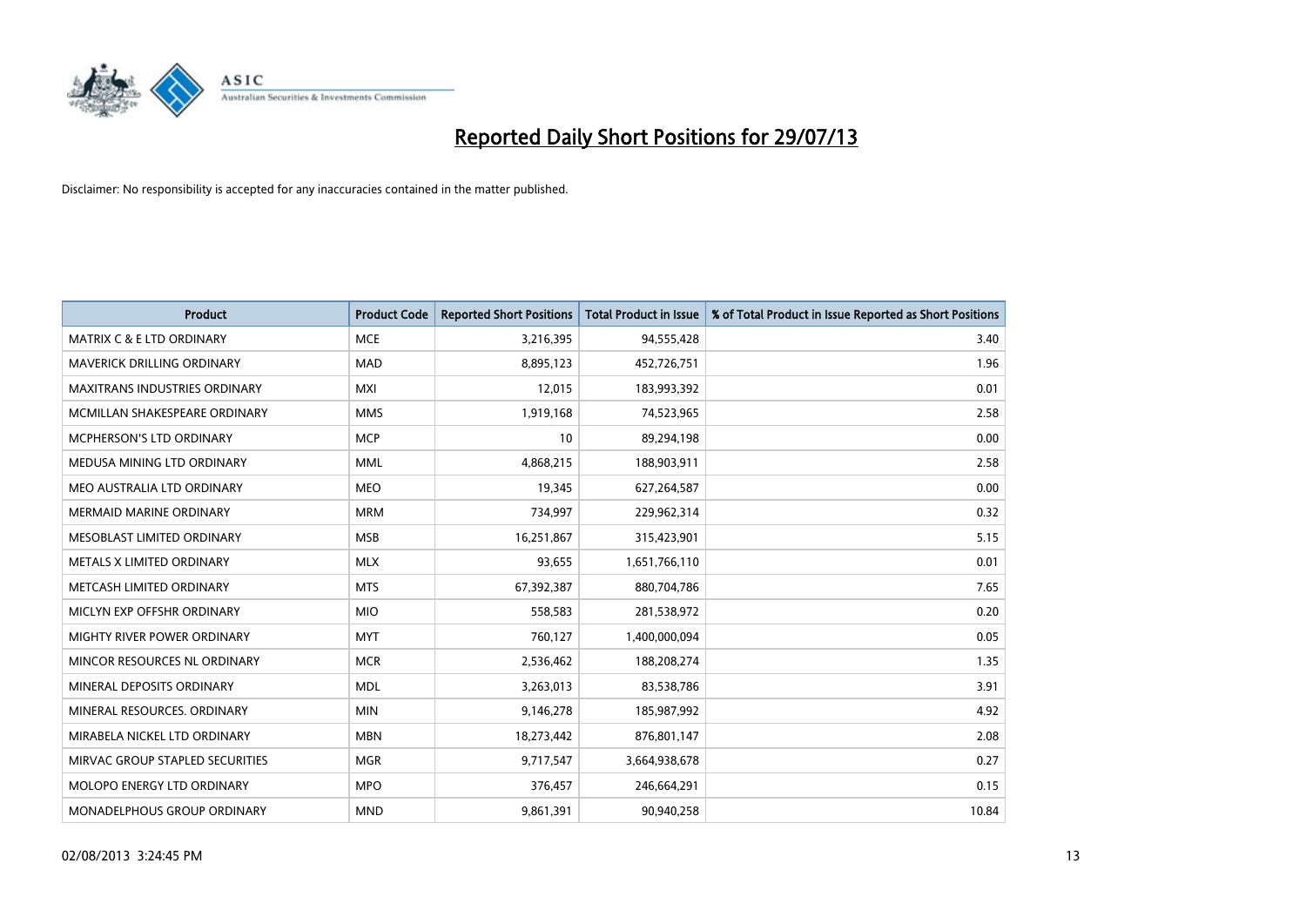# Reported Daily Short Positions for 29/07/13

Disclaimer: No responsibility is accepted for any inaccuracies contained in the matter published.

| Product | Product Code | Reported Short Positions | Total Product in Issue | % of Total Product in Issue Reported as Short Positions |
|---|---|---|---|---|
| MATRIX C & E LTD ORDINARY | MCE | 3,216,395 | 94,555,428 | 3.40 |
| MAVERICK DRILLING ORDINARY | MAD | 8,895,123 | 452,726,751 | 1.96 |
| MAXITRANS INDUSTRIES ORDINARY | MXI | 12,015 | 183,993,392 | 0.01 |
| MCMILLAN SHAKESPEARE ORDINARY | MMS | 1,919,168 | 74,523,965 | 2.58 |
| MCPHERSON'S LTD ORDINARY | MCP | 10 | 89,294,198 | 0.00 |
| MEDUSA MINING LTD ORDINARY | MML | 4,868,215 | 188,903,911 | 2.58 |
| MEO AUSTRALIA LTD ORDINARY | MEO | 19,345 | 627,264,587 | 0.00 |
| MERMAID MARINE ORDINARY | MRM | 734,997 | 229,962,314 | 0.32 |
| MESOBLAST LIMITED ORDINARY | MSB | 16,251,867 | 315,423,901 | 5.15 |
| METALS X LIMITED ORDINARY | MLX | 93,655 | 1,651,766,110 | 0.01 |
| METCASH LIMITED ORDINARY | MTS | 67,392,387 | 880,704,786 | 7.65 |
| MICLYN EXP OFFSHR ORDINARY | MIO | 558,583 | 281,538,972 | 0.20 |
| MIGHTY RIVER POWER ORDINARY | MYT | 760,127 | 1,400,000,094 | 0.05 |
| MINCOR RESOURCES NL ORDINARY | MCR | 2,536,462 | 188,208,274 | 1.35 |
| MINERAL DEPOSITS ORDINARY | MDL | 3,263,013 | 83,538,786 | 3.91 |
| MINERAL RESOURCES. ORDINARY | MIN | 9,146,278 | 185,987,992 | 4.92 |
| MIRABELA NICKEL LTD ORDINARY | MBN | 18,273,442 | 876,801,147 | 2.08 |
| MIRVAC GROUP STAPLED SECURITIES | MGR | 9,717,547 | 3,664,938,678 | 0.27 |
| MOLOPO ENERGY LTD ORDINARY | MPO | 376,457 | 246,664,291 | 0.15 |
| MONADELPHOUS GROUP ORDINARY | MND | 9,861,391 | 90,940,258 | 10.84 |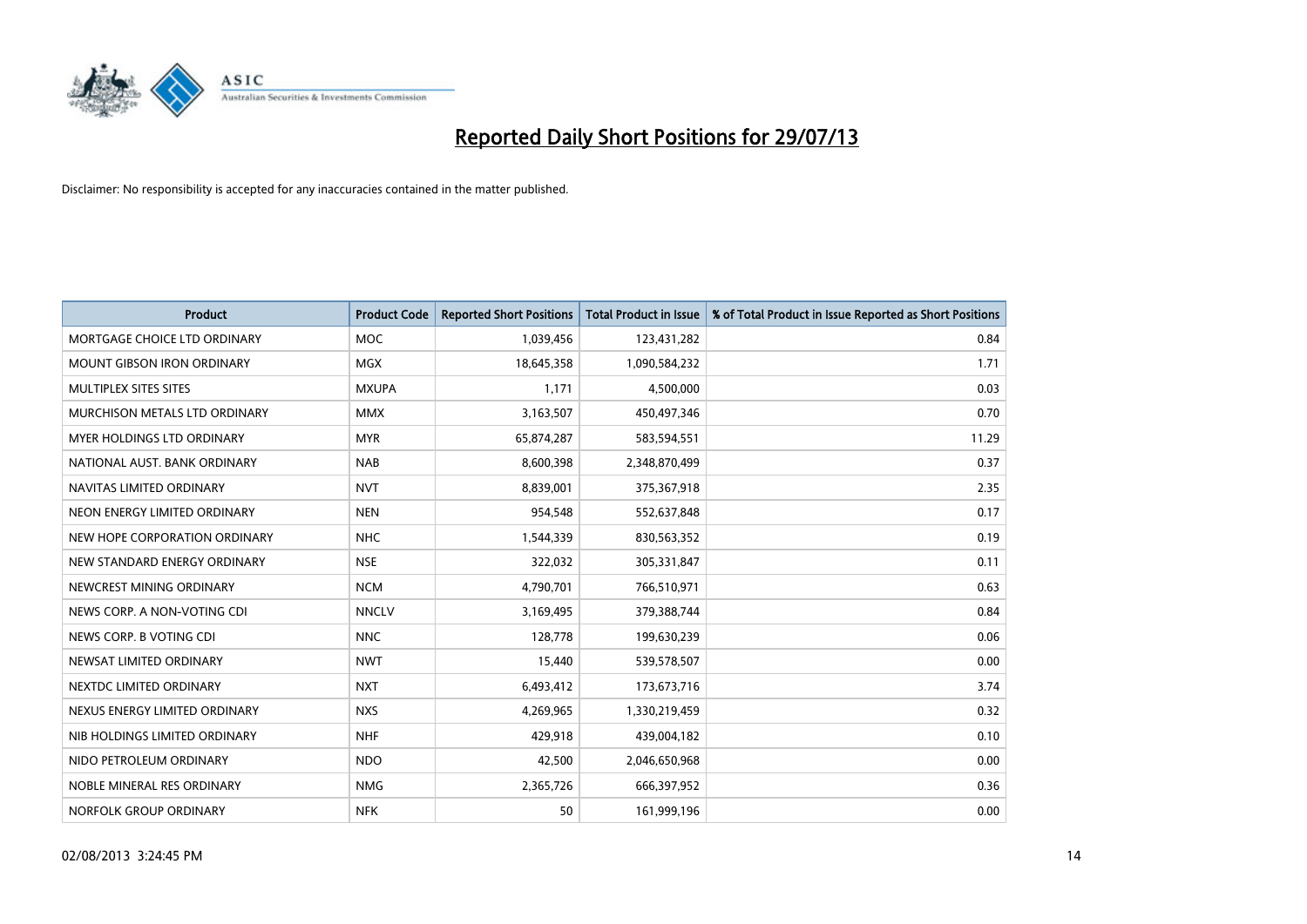# Reported Daily Short Positions for 29/07/13

Disclaimer: No responsibility is accepted for any inaccuracies contained in the matter published.

| Product | Product Code | Reported Short Positions | Total Product in Issue | % of Total Product in Issue Reported as Short Positions |
|---|---|---|---|---|
| MORTGAGE CHOICE LTD ORDINARY | MOC | 1,039,456 | 123,431,282 | 0.84 |
| MOUNT GIBSON IRON ORDINARY | MGX | 18,645,358 | 1,090,584,232 | 1.71 |
| MULTIPLEX SITES SITES | MXUPA | 1,171 | 4,500,000 | 0.03 |
| MURCHISON METALS LTD ORDINARY | MMX | 3,163,507 | 450,497,346 | 0.70 |
| MYER HOLDINGS LTD ORDINARY | MYR | 65,874,287 | 583,594,551 | 11.29 |
| NATIONAL AUST. BANK ORDINARY | NAB | 8,600,398 | 2,348,870,499 | 0.37 |
| NAVITAS LIMITED ORDINARY | NVT | 8,839,001 | 375,367,918 | 2.35 |
| NEON ENERGY LIMITED ORDINARY | NEN | 954,548 | 552,637,848 | 0.17 |
| NEW HOPE CORPORATION ORDINARY | NHC | 1,544,339 | 830,563,352 | 0.19 |
| NEW STANDARD ENERGY ORDINARY | NSE | 322,032 | 305,331,847 | 0.11 |
| NEWCREST MINING ORDINARY | NCM | 4,790,701 | 766,510,971 | 0.63 |
| NEWS CORP. A NON-VOTING CDI | NNCLV | 3,169,495 | 379,388,744 | 0.84 |
| NEWS CORP. B VOTING CDI | NNC | 128,778 | 199,630,239 | 0.06 |
| NEWSAT LIMITED ORDINARY | NWT | 15,440 | 539,578,507 | 0.00 |
| NEXTDC LIMITED ORDINARY | NXT | 6,493,412 | 173,673,716 | 3.74 |
| NEXUS ENERGY LIMITED ORDINARY | NXS | 4,269,965 | 1,330,219,459 | 0.32 |
| NIB HOLDINGS LIMITED ORDINARY | NHF | 429,918 | 439,004,182 | 0.10 |
| NIDO PETROLEUM ORDINARY | NDO | 42,500 | 2,046,650,968 | 0.00 |
| NOBLE MINERAL RES ORDINARY | NMG | 2,365,726 | 666,397,952 | 0.36 |
| NORFOLK GROUP ORDINARY | NFK | 50 | 161,999,196 | 0.00 |

02/08/2013 3:24:45 PM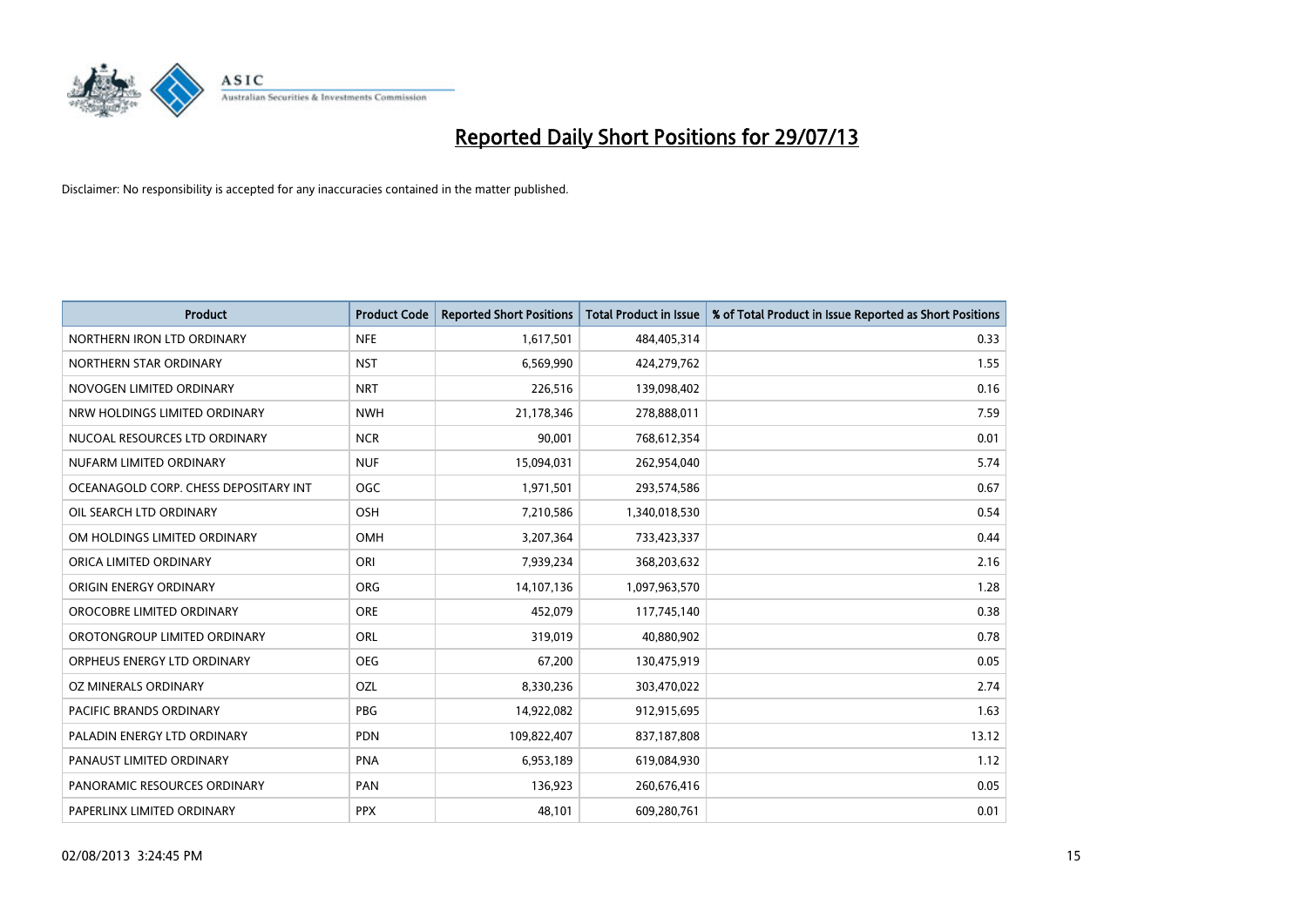# Reported Daily Short Positions for 29/07/13

Disclaimer: No responsibility is accepted for any inaccuracies contained in the matter published.

| Product | Product Code | Reported Short Positions | Total Product in Issue | % of Total Product in Issue Reported as Short Positions |
|---|---|---|---|---|
| NORTHERN IRON LTD ORDINARY | NFE | 1,617,501 | 484,405,314 | 0.33 |
| NORTHERN STAR ORDINARY | NST | 6,569,990 | 424,279,762 | 1.55 |
| NOVOGEN LIMITED ORDINARY | NRT | 226,516 | 139,098,402 | 0.16 |
| NRW HOLDINGS LIMITED ORDINARY | NWH | 21,178,346 | 278,888,011 | 7.59 |
| NUCOAL RESOURCES LTD ORDINARY | NCR | 90,001 | 768,612,354 | 0.01 |
| NUFARM LIMITED ORDINARY | NUF | 15,094,031 | 262,954,040 | 5.74 |
| OCEANAGOLD CORP. CHESS DEPOSITARY INT | OGC | 1,971,501 | 293,574,586 | 0.67 |
| OIL SEARCH LTD ORDINARY | OSH | 7,210,586 | 1,340,018,530 | 0.54 |
| OM HOLDINGS LIMITED ORDINARY | OMH | 3,207,364 | 733,423,337 | 0.44 |
| ORICA LIMITED ORDINARY | ORI | 7,939,234 | 368,203,632 | 2.16 |
| ORIGIN ENERGY ORDINARY | ORG | 14,107,136 | 1,097,963,570 | 1.28 |
| OROCOBRE LIMITED ORDINARY | ORE | 452,079 | 117,745,140 | 0.38 |
| OROTONGROUP LIMITED ORDINARY | ORL | 319,019 | 40,880,902 | 0.78 |
| ORPHEUS ENERGY LTD ORDINARY | OEG | 67,200 | 130,475,919 | 0.05 |
| OZ MINERALS ORDINARY | OZL | 8,330,236 | 303,470,022 | 2.74 |
| PACIFIC BRANDS ORDINARY | PBG | 14,922,082 | 912,915,695 | 1.63 |
| PALADIN ENERGY LTD ORDINARY | PDN | 109,822,407 | 837,187,808 | 13.12 |
| PANAUST LIMITED ORDINARY | PNA | 6,953,189 | 619,084,930 | 1.12 |
| PANORAMIC RESOURCES ORDINARY | PAN | 136,923 | 260,676,416 | 0.05 |
| PAPERLINX LIMITED ORDINARY | PPX | 48,101 | 609,280,761 | 0.01 |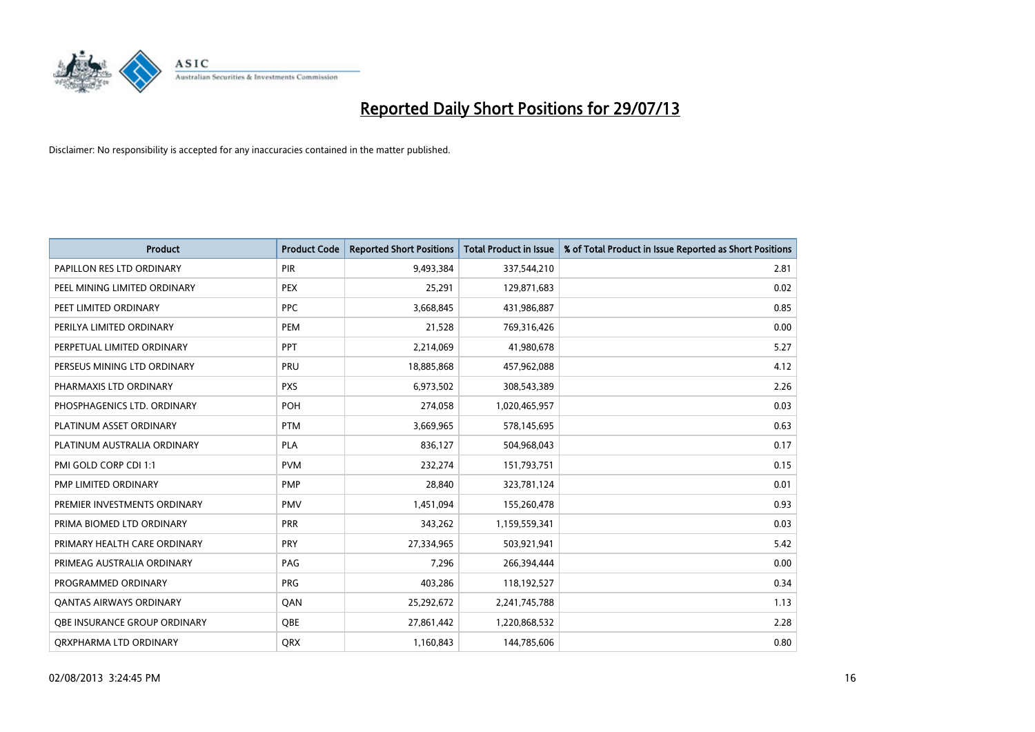# Reported Daily Short Positions for 29/07/13

Disclaimer: No responsibility is accepted for any inaccuracies contained in the matter published.

| Product | Product Code | Reported Short Positions | Total Product in Issue | % of Total Product in Issue Reported as Short Positions |
|---|---|---|---|---|
| PAPILLON RES LTD ORDINARY | PIR | 9,493,384 | 337,544,210 | 2.81 |
| PEEL MINING LIMITED ORDINARY | PEX | 25,291 | 129,871,683 | 0.02 |
| PEET LIMITED ORDINARY | PPC | 3,668,845 | 431,986,887 | 0.85 |
| PERILYA LIMITED ORDINARY | PEM | 21,528 | 769,316,426 | 0.00 |
| PERPETUAL LIMITED ORDINARY | PPT | 2,214,069 | 41,980,678 | 5.27 |
| PERSEUS MINING LTD ORDINARY | PRU | 18,885,868 | 457,962,088 | 4.12 |
| PHARMAXIS LTD ORDINARY | PXS | 6,973,502 | 308,543,389 | 2.26 |
| PHOSPHAGENICS LTD. ORDINARY | POH | 274,058 | 1,020,465,957 | 0.03 |
| PLATINUM ASSET ORDINARY | PTM | 3,669,965 | 578,145,695 | 0.63 |
| PLATINUM AUSTRALIA ORDINARY | PLA | 836,127 | 504,968,043 | 0.17 |
| PMI GOLD CORP CDI 1:1 | PVM | 232,274 | 151,793,751 | 0.15 |
| PMP LIMITED ORDINARY | PMP | 28,840 | 323,781,124 | 0.01 |
| PREMIER INVESTMENTS ORDINARY | PMV | 1,451,094 | 155,260,478 | 0.93 |
| PRIMA BIOMED LTD ORDINARY | PRR | 343,262 | 1,159,559,341 | 0.03 |
| PRIMARY HEALTH CARE ORDINARY | PRY | 27,334,965 | 503,921,941 | 5.42 |
| PRIMEAG AUSTRALIA ORDINARY | PAG | 7,296 | 266,394,444 | 0.00 |
| PROGRAMMED ORDINARY | PRG | 403,286 | 118,192,527 | 0.34 |
| QANTAS AIRWAYS ORDINARY | QAN | 25,292,672 | 2,241,745,788 | 1.13 |
| QBE INSURANCE GROUP ORDINARY | QBE | 27,861,442 | 1,220,868,532 | 2.28 |
| QRXPHARMA LTD ORDINARY | QRX | 1,160,843 | 144,785,606 | 0.80 |

02/08/2013 3:24:45 PM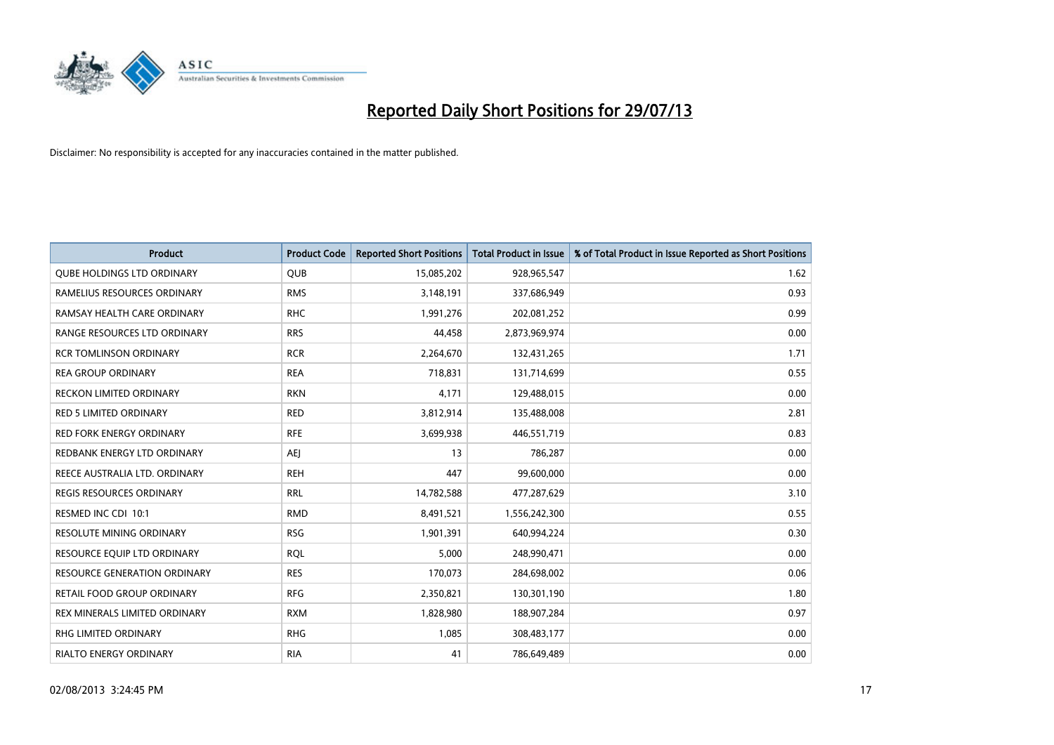# Reported Daily Short Positions for 29/07/13

Disclaimer: No responsibility is accepted for any inaccuracies contained in the matter published.

| Product | Product Code | Reported Short Positions | Total Product in Issue | % of Total Product in Issue Reported as Short Positions |
|---|---|---|---|---|
| QUBE HOLDINGS LTD ORDINARY | QUB | 15,085,202 | 928,965,547 | 1.62 |
| RAMELIUS RESOURCES ORDINARY | RMS | 3,148,191 | 337,686,949 | 0.93 |
| RAMSAY HEALTH CARE ORDINARY | RHC | 1,991,276 | 202,081,252 | 0.99 |
| RANGE RESOURCES LTD ORDINARY | RRS | 44,458 | 2,873,969,974 | 0.00 |
| RCR TOMLINSON ORDINARY | RCR | 2,264,670 | 132,431,265 | 1.71 |
| REA GROUP ORDINARY | REA | 718,831 | 131,714,699 | 0.55 |
| RECKON LIMITED ORDINARY | RKN | 4,171 | 129,488,015 | 0.00 |
| RED 5 LIMITED ORDINARY | RED | 3,812,914 | 135,488,008 | 2.81 |
| RED FORK ENERGY ORDINARY | RFE | 3,699,938 | 446,551,719 | 0.83 |
| REDBANK ENERGY LTD ORDINARY | AEJ | 13 | 786,287 | 0.00 |
| REECE AUSTRALIA LTD. ORDINARY | REH | 447 | 99,600,000 | 0.00 |
| REGIS RESOURCES ORDINARY | RRL | 14,782,588 | 477,287,629 | 3.10 |
| RESMED INC CDI 10:1 | RMD | 8,491,521 | 1,556,242,300 | 0.55 |
| RESOLUTE MINING ORDINARY | RSG | 1,901,391 | 640,994,224 | 0.30 |
| RESOURCE EQUIP LTD ORDINARY | RQL | 5,000 | 248,990,471 | 0.00 |
| RESOURCE GENERATION ORDINARY | RES | 170,073 | 284,698,002 | 0.06 |
| RETAIL FOOD GROUP ORDINARY | RFG | 2,350,821 | 130,301,190 | 1.80 |
| REX MINERALS LIMITED ORDINARY | RXM | 1,828,980 | 188,907,284 | 0.97 |
| RHG LIMITED ORDINARY | RHG | 1,085 | 308,483,177 | 0.00 |
| RIALTO ENERGY ORDINARY | RIA | 41 | 786,649,489 | 0.00 |

02/08/2013 3:24:45 PM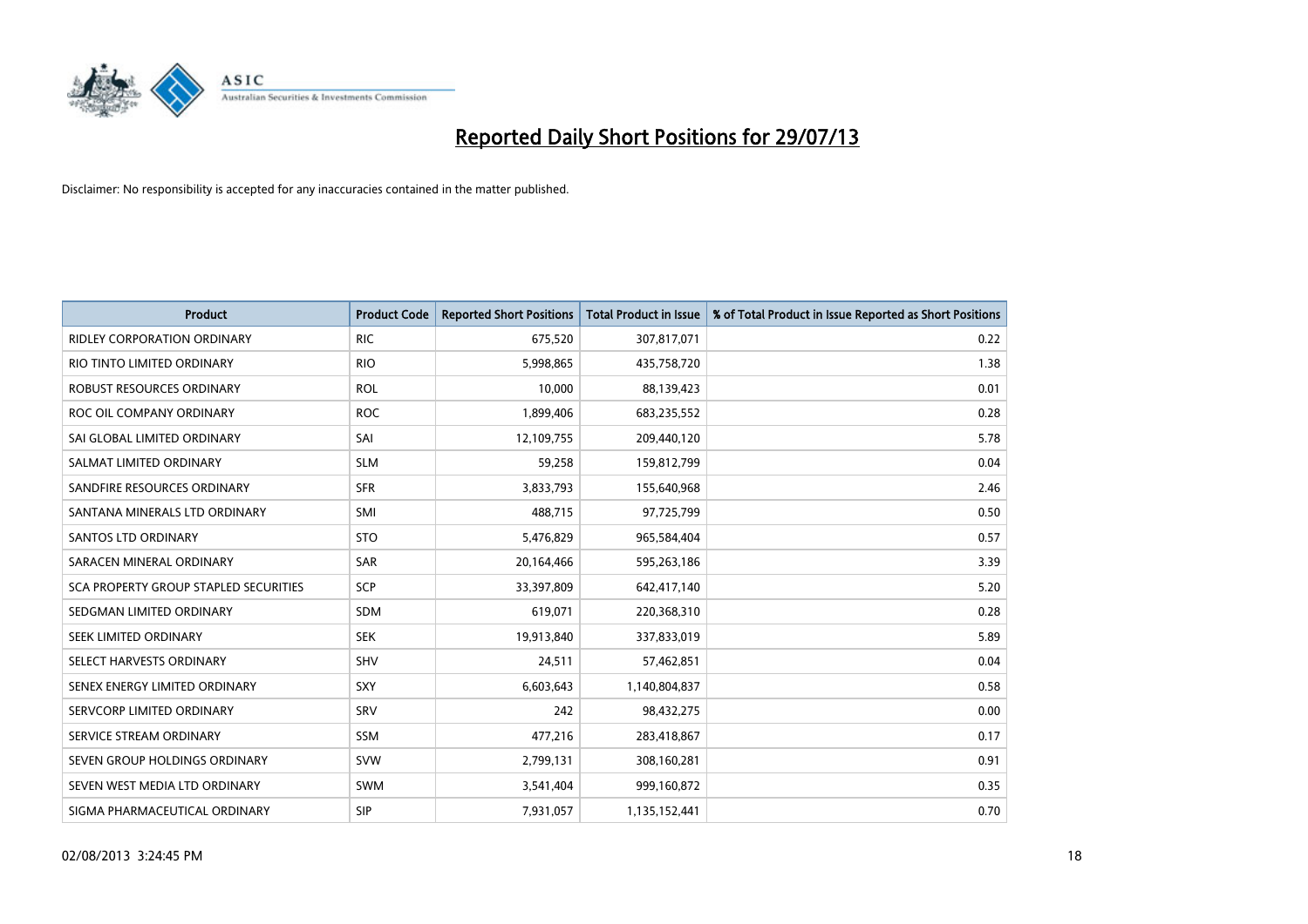# Reported Daily Short Positions for 29/07/13

Disclaimer: No responsibility is accepted for any inaccuracies contained in the matter published.

| Product | Product Code | Reported Short Positions | Total Product in Issue | % of Total Product in Issue Reported as Short Positions |
|---|---|---|---|---|
| RIDLEY CORPORATION ORDINARY | RIC | 675,520 | 307,817,071 | 0.22 |
| RIO TINTO LIMITED ORDINARY | RIO | 5,998,865 | 435,758,720 | 1.38 |
| ROBUST RESOURCES ORDINARY | ROL | 10,000 | 88,139,423 | 0.01 |
| ROC OIL COMPANY ORDINARY | ROC | 1,899,406 | 683,235,552 | 0.28 |
| SAI GLOBAL LIMITED ORDINARY | SAI | 12,109,755 | 209,440,120 | 5.78 |
| SALMAT LIMITED ORDINARY | SLM | 59,258 | 159,812,799 | 0.04 |
| SANDFIRE RESOURCES ORDINARY | SFR | 3,833,793 | 155,640,968 | 2.46 |
| SANTANA MINERALS LTD ORDINARY | SMI | 488,715 | 97,725,799 | 0.50 |
| SANTOS LTD ORDINARY | STO | 5,476,829 | 965,584,404 | 0.57 |
| SARACEN MINERAL ORDINARY | SAR | 20,164,466 | 595,263,186 | 3.39 |
| SCA PROPERTY GROUP STAPLED SECURITIES | SCP | 33,397,809 | 642,417,140 | 5.20 |
| SEDGMAN LIMITED ORDINARY | SDM | 619,071 | 220,368,310 | 0.28 |
| SEEK LIMITED ORDINARY | SEK | 19,913,840 | 337,833,019 | 5.89 |
| SELECT HARVESTS ORDINARY | SHV | 24,511 | 57,462,851 | 0.04 |
| SENEX ENERGY LIMITED ORDINARY | SXY | 6,603,643 | 1,140,804,837 | 0.58 |
| SERVCORP LIMITED ORDINARY | SRV | 242 | 98,432,275 | 0.00 |
| SERVICE STREAM ORDINARY | SSM | 477,216 | 283,418,867 | 0.17 |
| SEVEN GROUP HOLDINGS ORDINARY | SVW | 2,799,131 | 308,160,281 | 0.91 |
| SEVEN WEST MEDIA LTD ORDINARY | SWM | 3,541,404 | 999,160,872 | 0.35 |
| SIGMA PHARMACEUTICAL ORDINARY | SIP | 7,931,057 | 1,135,152,441 | 0.70 |

02/08/2013 3:24:45 PM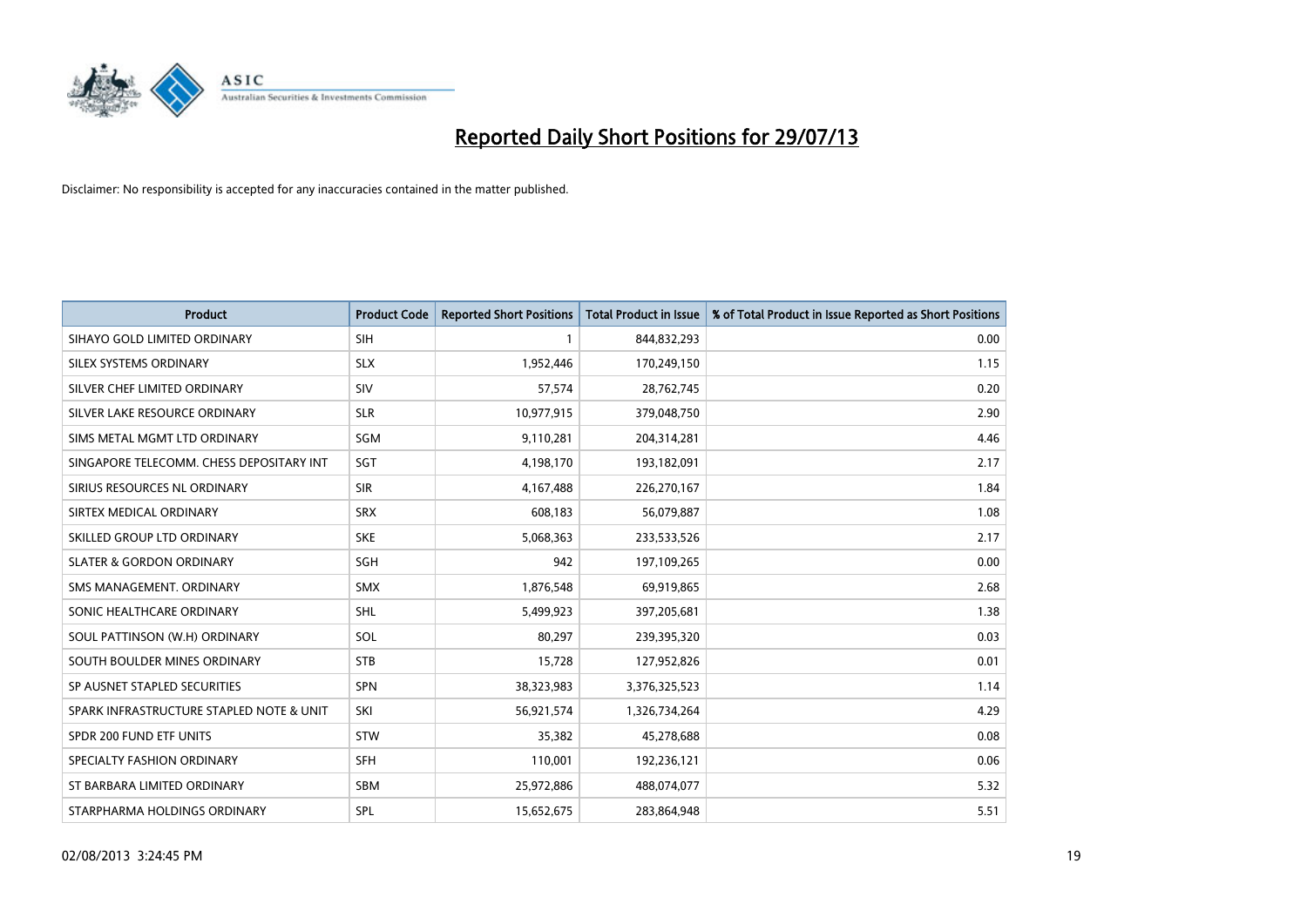# Reported Daily Short Positions for 29/07/13

Disclaimer: No responsibility is accepted for any inaccuracies contained in the matter published.

| Product | Product Code | Reported Short Positions | Total Product in Issue | % of Total Product in Issue Reported as Short Positions |
|---|---|---|---|---|
| SIHAYO GOLD LIMITED ORDINARY | SIH | 1 | 844,832,293 | 0.00 |
| SILEX SYSTEMS ORDINARY | SLX | 1,952,446 | 170,249,150 | 1.15 |
| SILVER CHEF LIMITED ORDINARY | SIV | 57,574 | 28,762,745 | 0.20 |
| SILVER LAKE RESOURCE ORDINARY | SLR | 10,977,915 | 379,048,750 | 2.90 |
| SIMS METAL MGMT LTD ORDINARY | SGM | 9,110,281 | 204,314,281 | 4.46 |
| SINGAPORE TELECOMM. CHESS DEPOSITARY INT | SGT | 4,198,170 | 193,182,091 | 2.17 |
| SIRIUS RESOURCES NL ORDINARY | SIR | 4,167,488 | 226,270,167 | 1.84 |
| SIRTEX MEDICAL ORDINARY | SRX | 608,183 | 56,079,887 | 1.08 |
| SKILLED GROUP LTD ORDINARY | SKE | 5,068,363 | 233,533,526 | 2.17 |
| SLATER & GORDON ORDINARY | SGH | 942 | 197,109,265 | 0.00 |
| SMS MANAGEMENT. ORDINARY | SMX | 1,876,548 | 69,919,865 | 2.68 |
| SONIC HEALTHCARE ORDINARY | SHL | 5,499,923 | 397,205,681 | 1.38 |
| SOUL PATTINSON (W.H) ORDINARY | SOL | 80,297 | 239,395,320 | 0.03 |
| SOUTH BOULDER MINES ORDINARY | STB | 15,728 | 127,952,826 | 0.01 |
| SP AUSNET STAPLED SECURITIES | SPN | 38,323,983 | 3,376,325,523 | 1.14 |
| SPARK INFRASTRUCTURE STAPLED NOTE & UNIT | SKI | 56,921,574 | 1,326,734,264 | 4.29 |
| SPDR 200 FUND ETF UNITS | STW | 35,382 | 45,278,688 | 0.08 |
| SPECIALTY FASHION ORDINARY | SFH | 110,001 | 192,236,121 | 0.06 |
| ST BARBARA LIMITED ORDINARY | SBM | 25,972,886 | 488,074,077 | 5.32 |
| STARPHARMA HOLDINGS ORDINARY | SPL | 15,652,675 | 283,864,948 | 5.51 |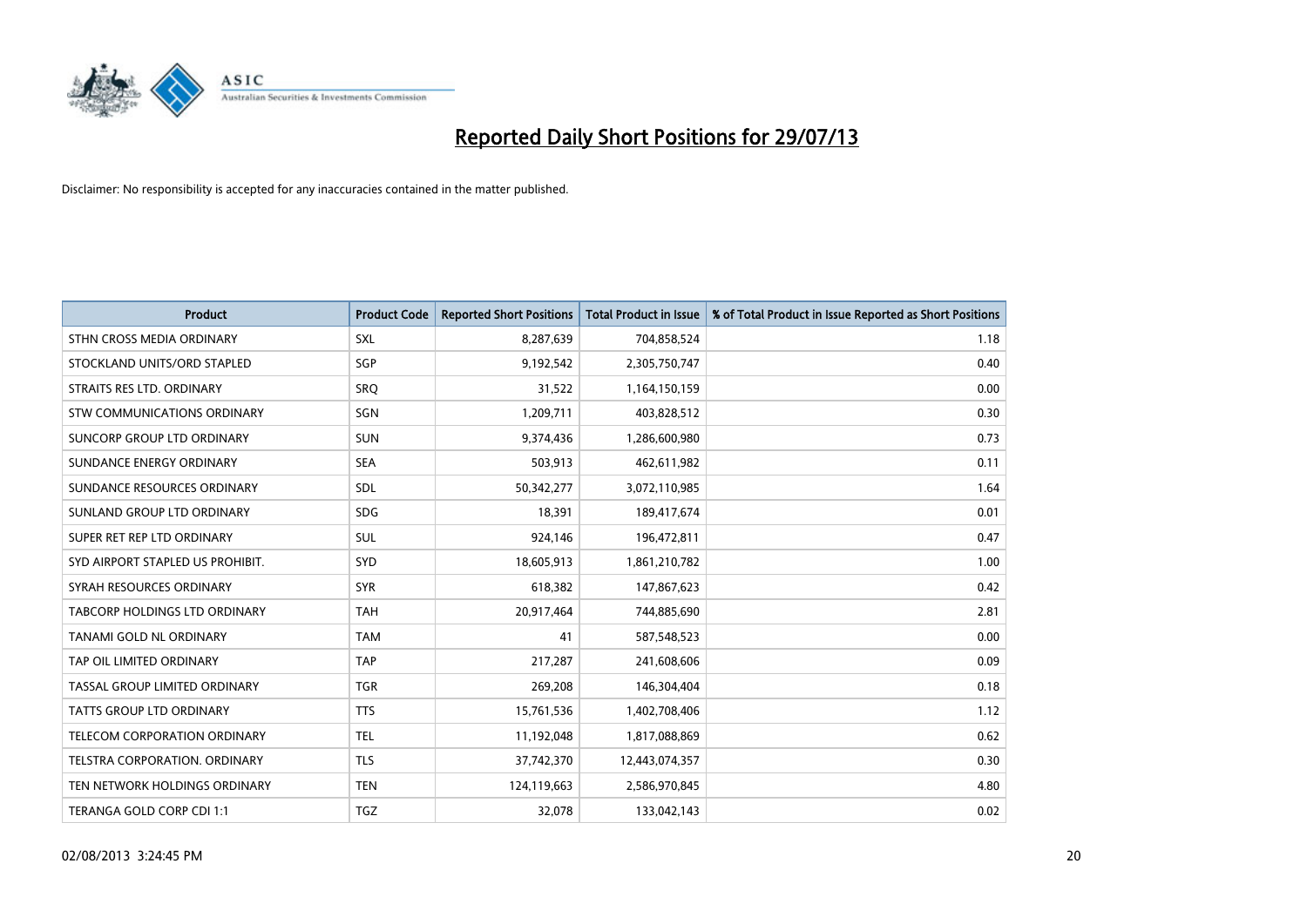# Reported Daily Short Positions for 29/07/13

Disclaimer: No responsibility is accepted for any inaccuracies contained in the matter published.

| Product | Product Code | Reported Short Positions | Total Product in Issue | % of Total Product in Issue Reported as Short Positions |
|---|---|---|---|---|
| STHN CROSS MEDIA ORDINARY | SXL | 8,287,639 | 704,858,524 | 1.18 |
| STOCKLAND UNITS/ORD STAPLED | SGP | 9,192,542 | 2,305,750,747 | 0.40 |
| STRAITS RES LTD. ORDINARY | SRQ | 31,522 | 1,164,150,159 | 0.00 |
| STW COMMUNICATIONS ORDINARY | SGN | 1,209,711 | 403,828,512 | 0.30 |
| SUNCORP GROUP LTD ORDINARY | SUN | 9,374,436 | 1,286,600,980 | 0.73 |
| SUNDANCE ENERGY ORDINARY | SEA | 503,913 | 462,611,982 | 0.11 |
| SUNDANCE RESOURCES ORDINARY | SDL | 50,342,277 | 3,072,110,985 | 1.64 |
| SUNLAND GROUP LTD ORDINARY | SDG | 18,391 | 189,417,674 | 0.01 |
| SUPER RET REP LTD ORDINARY | SUL | 924,146 | 196,472,811 | 0.47 |
| SYD AIRPORT STAPLED US PROHIBIT. | SYD | 18,605,913 | 1,861,210,782 | 1.00 |
| SYRAH RESOURCES ORDINARY | SYR | 618,382 | 147,867,623 | 0.42 |
| TABCORP HOLDINGS LTD ORDINARY | TAH | 20,917,464 | 744,885,690 | 2.81 |
| TANAMI GOLD NL ORDINARY | TAM | 41 | 587,548,523 | 0.00 |
| TAP OIL LIMITED ORDINARY | TAP | 217,287 | 241,608,606 | 0.09 |
| TASSAL GROUP LIMITED ORDINARY | TGR | 269,208 | 146,304,404 | 0.18 |
| TATTS GROUP LTD ORDINARY | TTS | 15,761,536 | 1,402,708,406 | 1.12 |
| TELECOM CORPORATION ORDINARY | TEL | 11,192,048 | 1,817,088,869 | 0.62 |
| TELSTRA CORPORATION. ORDINARY | TLS | 37,742,370 | 12,443,074,357 | 0.30 |
| TEN NETWORK HOLDINGS ORDINARY | TEN | 124,119,663 | 2,586,970,845 | 4.80 |
| TERANGA GOLD CORP CDI 1:1 | TGZ | 32,078 | 133,042,143 | 0.02 |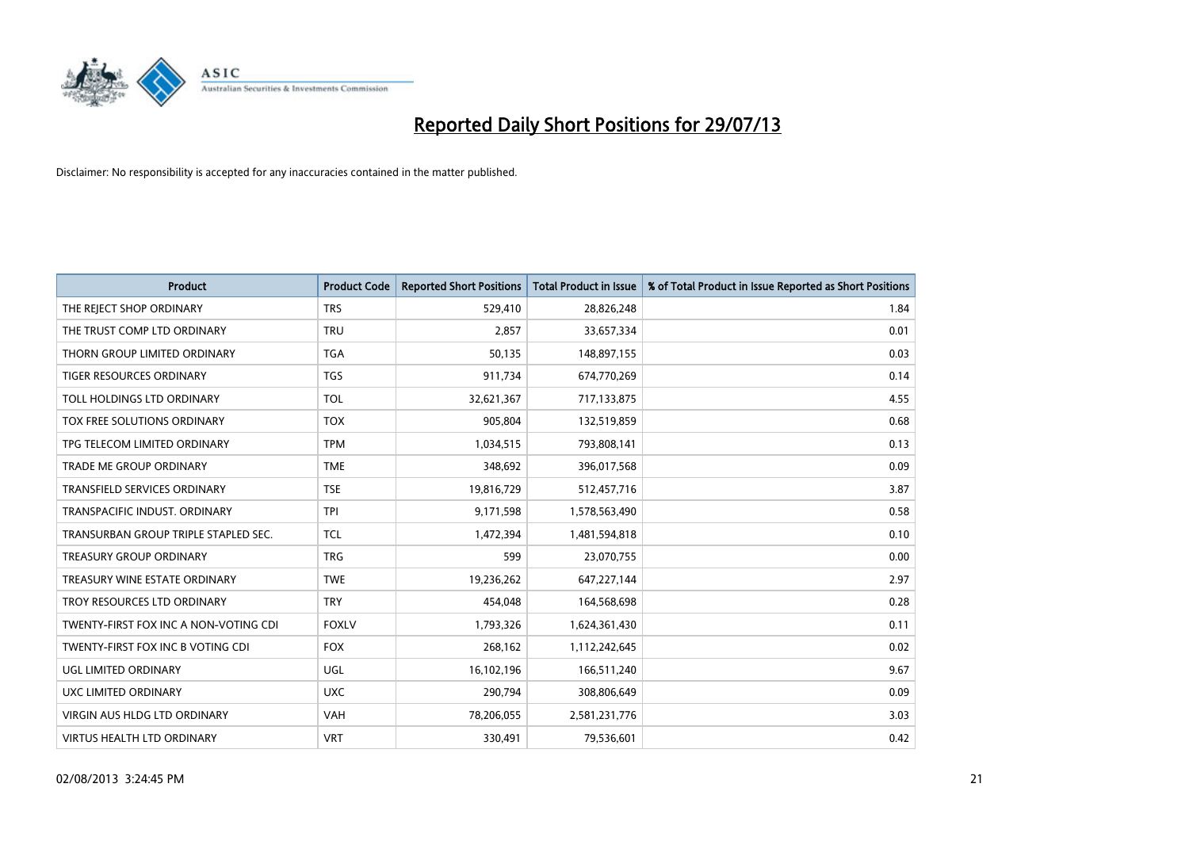# Reported Daily Short Positions for 29/07/13

Disclaimer: No responsibility is accepted for any inaccuracies contained in the matter published.

| Product | Product Code | Reported Short Positions | Total Product in Issue | % of Total Product in Issue Reported as Short Positions |
|---|---|---|---|---|
| THE REJECT SHOP ORDINARY | TRS | 529,410 | 28,826,248 | 1.84 |
| THE TRUST COMP LTD ORDINARY | TRU | 2,857 | 33,657,334 | 0.01 |
| THORN GROUP LIMITED ORDINARY | TGA | 50,135 | 148,897,155 | 0.03 |
| TIGER RESOURCES ORDINARY | TGS | 911,734 | 674,770,269 | 0.14 |
| TOLL HOLDINGS LTD ORDINARY | TOL | 32,621,367 | 717,133,875 | 4.55 |
| TOX FREE SOLUTIONS ORDINARY | TOX | 905,804 | 132,519,859 | 0.68 |
| TPG TELECOM LIMITED ORDINARY | TPM | 1,034,515 | 793,808,141 | 0.13 |
| TRADE ME GROUP ORDINARY | TME | 348,692 | 396,017,568 | 0.09 |
| TRANSFIELD SERVICES ORDINARY | TSE | 19,816,729 | 512,457,716 | 3.87 |
| TRANSPACIFIC INDUST. ORDINARY | TPI | 9,171,598 | 1,578,563,490 | 0.58 |
| TRANSURBAN GROUP TRIPLE STAPLED SEC. | TCL | 1,472,394 | 1,481,594,818 | 0.10 |
| TREASURY GROUP ORDINARY | TRG | 599 | 23,070,755 | 0.00 |
| TREASURY WINE ESTATE ORDINARY | TWE | 19,236,262 | 647,227,144 | 2.97 |
| TROY RESOURCES LTD ORDINARY | TRY | 454,048 | 164,568,698 | 0.28 |
| TWENTY-FIRST FOX INC A NON-VOTING CDI | FOXLV | 1,793,326 | 1,624,361,430 | 0.11 |
| TWENTY-FIRST FOX INC B VOTING CDI | FOX | 268,162 | 1,112,242,645 | 0.02 |
| UGL LIMITED ORDINARY | UGL | 16,102,196 | 166,511,240 | 9.67 |
| UXC LIMITED ORDINARY | UXC | 290,794 | 308,806,649 | 0.09 |
| VIRGIN AUS HLDG LTD ORDINARY | VAH | 78,206,055 | 2,581,231,776 | 3.03 |
| VIRTUS HEALTH LTD ORDINARY | VRT | 330,491 | 79,536,601 | 0.42 |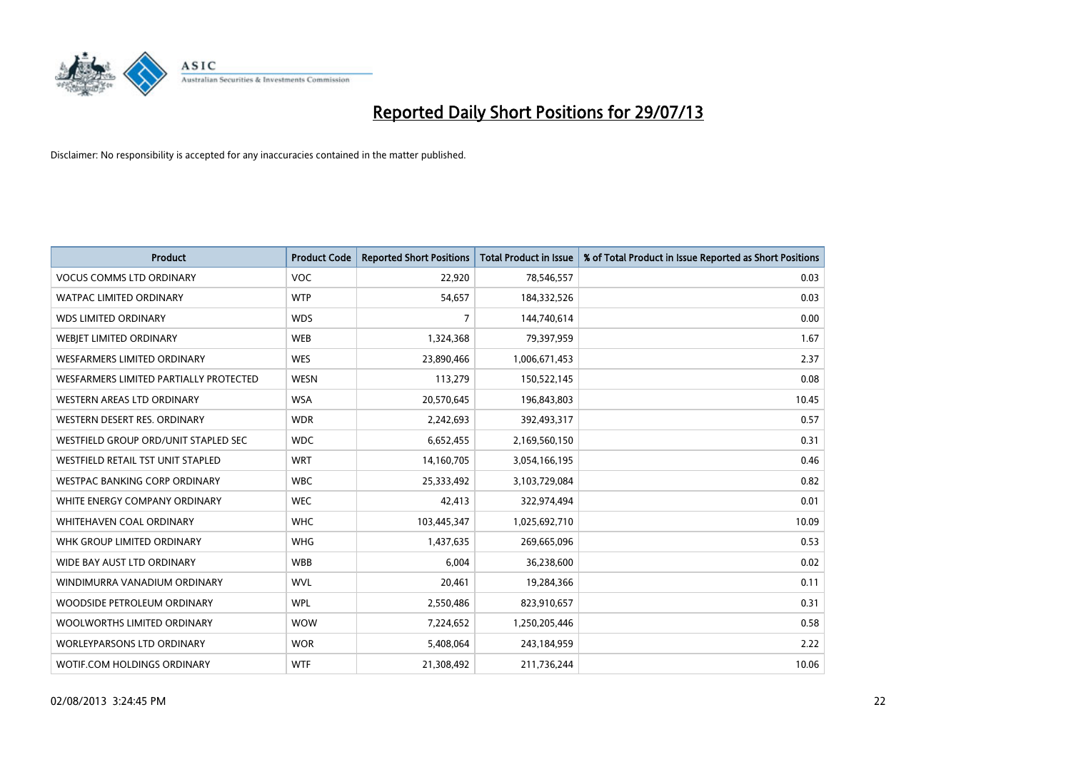# Reported Daily Short Positions for 29/07/13

Disclaimer: No responsibility is accepted for any inaccuracies contained in the matter published.

| Product | Product Code | Reported Short Positions | Total Product in Issue | % of Total Product in Issue Reported as Short Positions |
|---|---|---|---|---|
| VOCUS COMMS LTD ORDINARY | VOC | 22,920 | 78,546,557 | 0.03 |
| WATPAC LIMITED ORDINARY | WTP | 54,657 | 184,332,526 | 0.03 |
| WDS LIMITED ORDINARY | WDS | 7 | 144,740,614 | 0.00 |
| WEBJET LIMITED ORDINARY | WEB | 1,324,368 | 79,397,959 | 1.67 |
| WESFARMERS LIMITED ORDINARY | WES | 23,890,466 | 1,006,671,453 | 2.37 |
| WESFARMERS LIMITED PARTIALLY PROTECTED | WESN | 113,279 | 150,522,145 | 0.08 |
| WESTERN AREAS LTD ORDINARY | WSA | 20,570,645 | 196,843,803 | 10.45 |
| WESTERN DESERT RES. ORDINARY | WDR | 2,242,693 | 392,493,317 | 0.57 |
| WESTFIELD GROUP ORD/UNIT STAPLED SEC | WDC | 6,652,455 | 2,169,560,150 | 0.31 |
| WESTFIELD RETAIL TST UNIT STAPLED | WRT | 14,160,705 | 3,054,166,195 | 0.46 |
| WESTPAC BANKING CORP ORDINARY | WBC | 25,333,492 | 3,103,729,084 | 0.82 |
| WHITE ENERGY COMPANY ORDINARY | WEC | 42,413 | 322,974,494 | 0.01 |
| WHITEHAVEN COAL ORDINARY | WHC | 103,445,347 | 1,025,692,710 | 10.09 |
| WHK GROUP LIMITED ORDINARY | WHG | 1,437,635 | 269,665,096 | 0.53 |
| WIDE BAY AUST LTD ORDINARY | WBB | 6,004 | 36,238,600 | 0.02 |
| WINDIMURRA VANADIUM ORDINARY | WVL | 20,461 | 19,284,366 | 0.11 |
| WOODSIDE PETROLEUM ORDINARY | WPL | 2,550,486 | 823,910,657 | 0.31 |
| WOOLWORTHS LIMITED ORDINARY | WOW | 7,224,652 | 1,250,205,446 | 0.58 |
| WORLEYPARSONS LTD ORDINARY | WOR | 5,408,064 | 243,184,959 | 2.22 |
| WOTIF.COM HOLDINGS ORDINARY | WTF | 21,308,492 | 211,736,244 | 10.06 |

02/08/2013 3:24:45 PM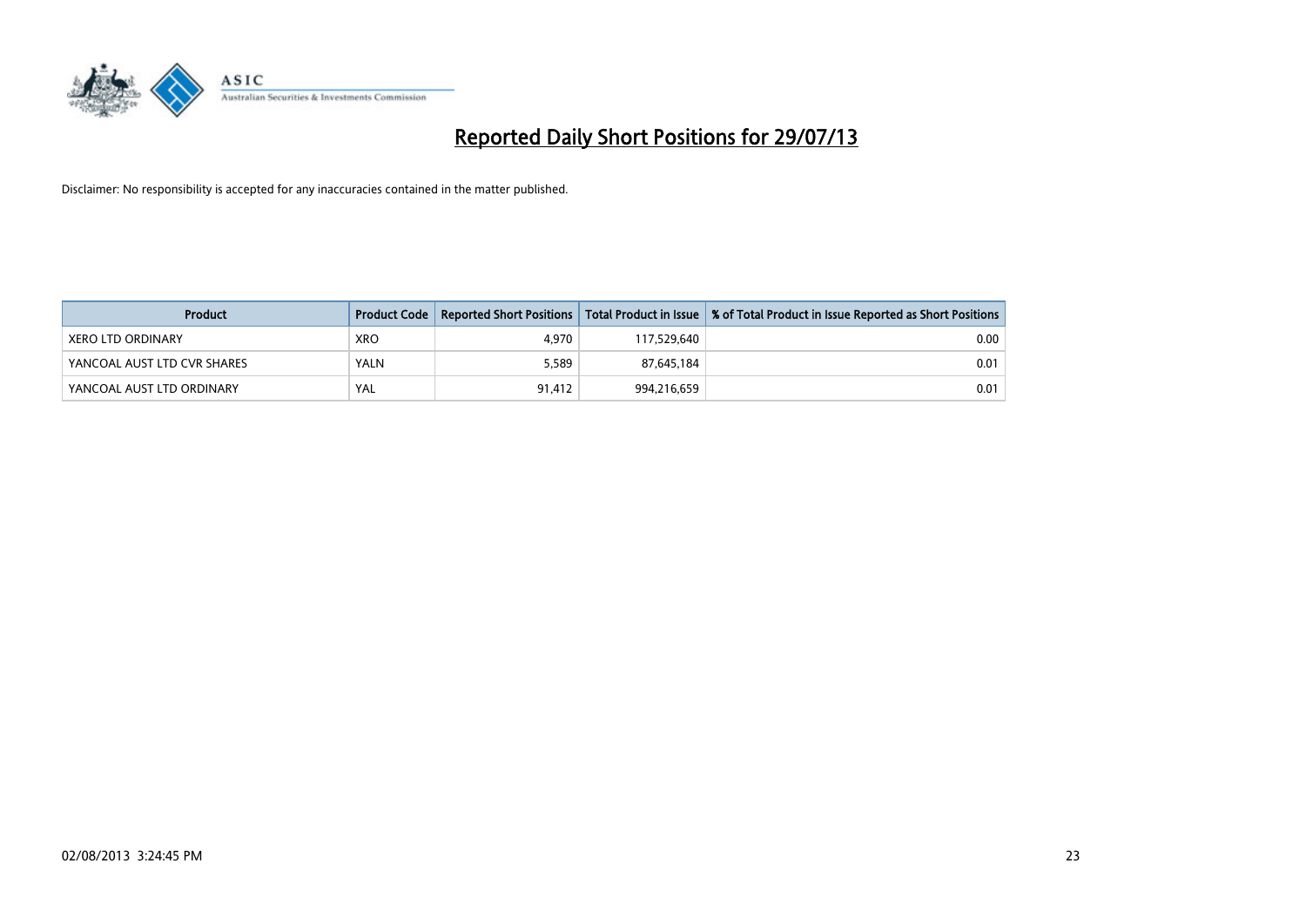# Reported Daily Short Positions for 29/07/13

Disclaimer: No responsibility is accepted for any inaccuracies contained in the matter published.

| Product | Product Code | Reported Short Positions | Total Product in Issue | % of Total Product in Issue Reported as Short Positions |
|---|---|---|---|---|
| XERO LTD ORDINARY | XRO | 4,970 | 117,529,640 | 0.00 |
| YANCOAL AUST LTD CVR SHARES | YALN | 5,589 | 87,645,184 | 0.01 |
| YANCOAL AUST LTD ORDINARY | YAL | 91,412 | 994,216,659 | 0.01 |

02/08/2013 3:24:45 PM